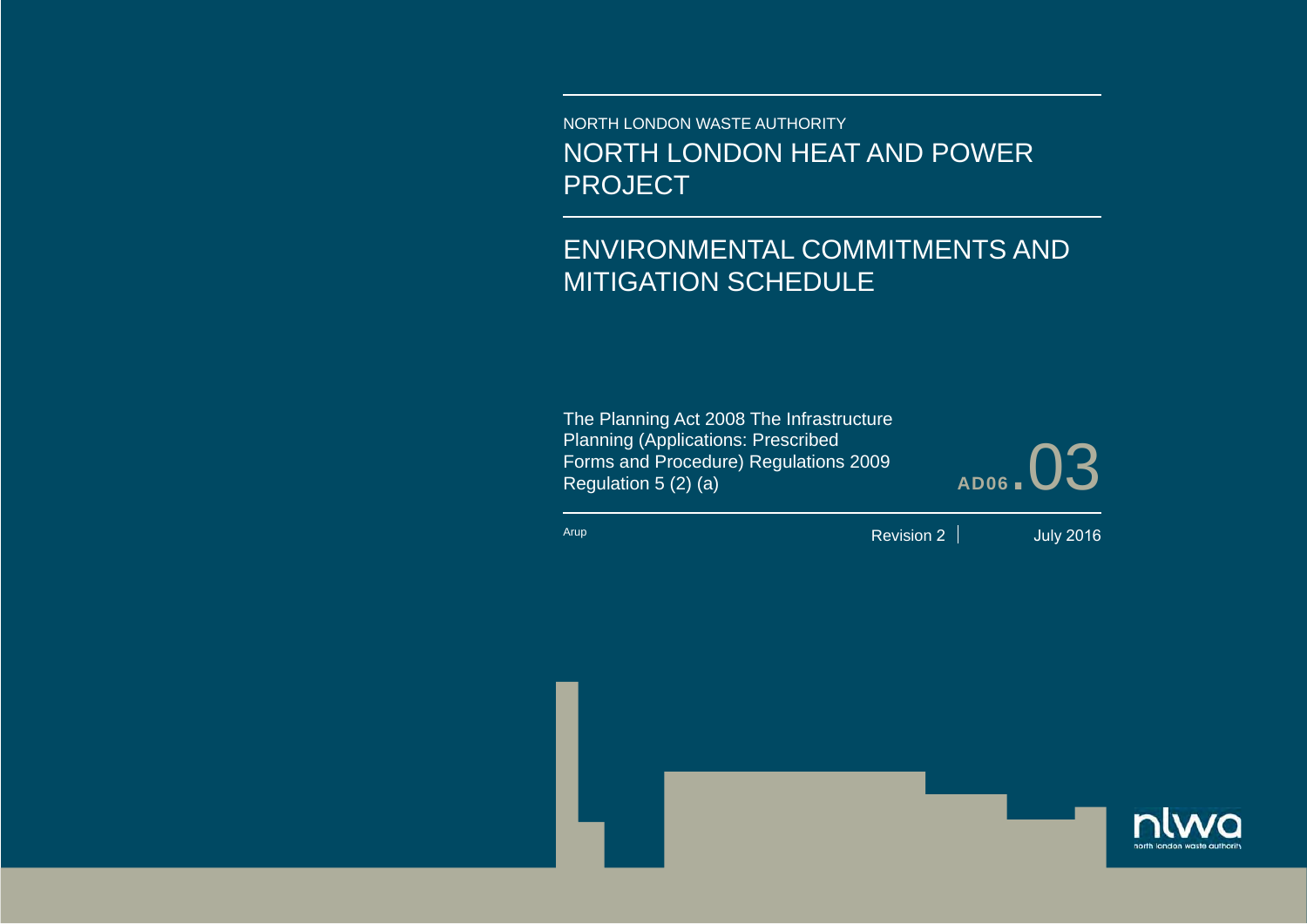NORTH LONDON WASTE AUTHORITY

# NORTH LONDON HEAT AND POWER PROJECT

## ENVIRONMENTAL COMMITMENTS AND MITIGATION SCHEDULE

The Planning Act 2008 The Infrastructure Planning (Applications: Prescribed Forms and Procedure) Regulations 2009 Regulation 5 (2) (a)

**AD06.03**

Arup

Revision 2 | July 2016

nlwa
north london waste authority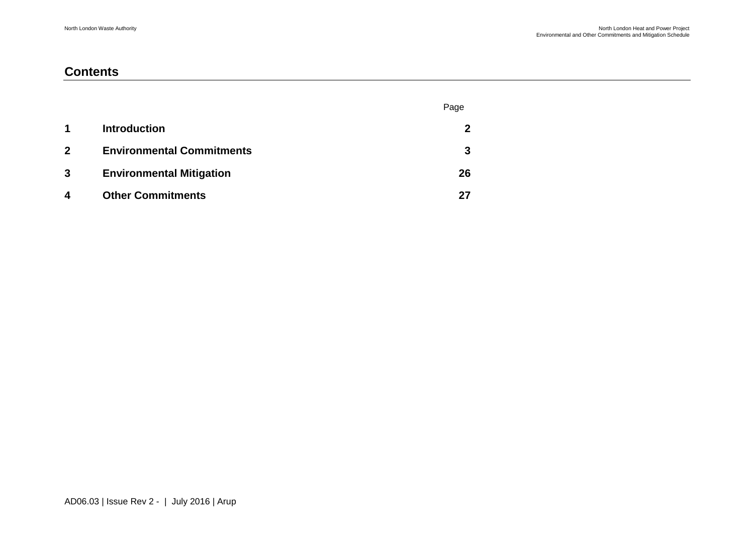## Contents

| | | Page |
|---|---|---|
| **1** | **Introduction** | **2** |
| **2** | **Environmental Commitments** | **3** |
| **3** | **Environmental Mitigation** | **26** |
| **4** | **Other Commitments** | **27** |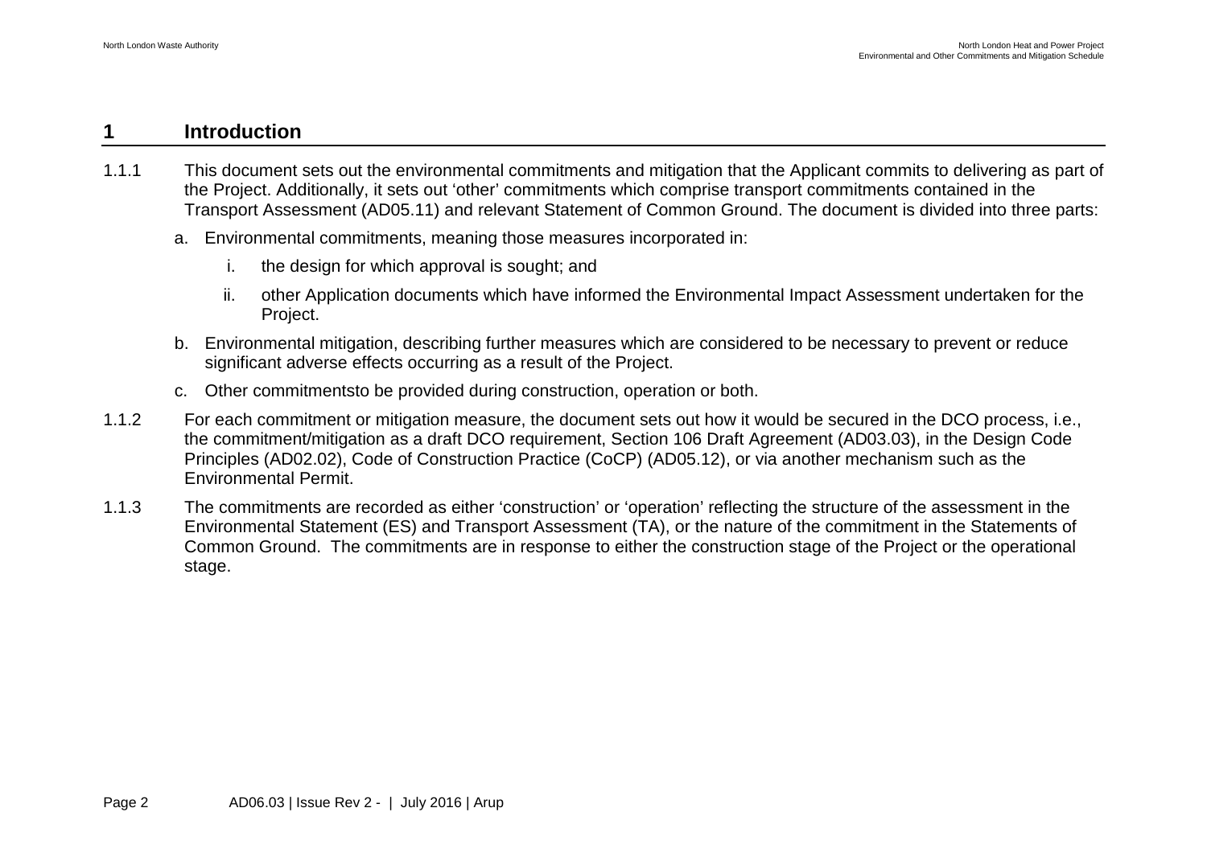# 1 Introduction

1.1.1 This document sets out the environmental commitments and mitigation that the Applicant commits to delivering as part of the Project. Additionally, it sets out 'other' commitments which comprise transport commitments contained in the Transport Assessment (AD05.11) and relevant Statement of Common Ground. The document is divided into three parts:

a. Environmental commitments, meaning those measures incorporated in:

   i. the design for which approval is sought; and

   ii. other Application documents which have informed the Environmental Impact Assessment undertaken for the Project.

b. Environmental mitigation, describing further measures which are considered to be necessary to prevent or reduce significant adverse effects occurring as a result of the Project.

c. Other commitmentsto be provided during construction, operation or both.

1.1.2 For each commitment or mitigation measure, the document sets out how it would be secured in the DCO process, i.e., the commitment/mitigation as a draft DCO requirement, Section 106 Draft Agreement (AD03.03), in the Design Code Principles (AD02.02), Code of Construction Practice (CoCP) (AD05.12), or via another mechanism such as the Environmental Permit.

1.1.3 The commitments are recorded as either 'construction' or 'operation' reflecting the structure of the assessment in the Environmental Statement (ES) and Transport Assessment (TA), or the nature of the commitment in the Statements of Common Ground. The commitments are in response to either the construction stage of the Project or the operational stage.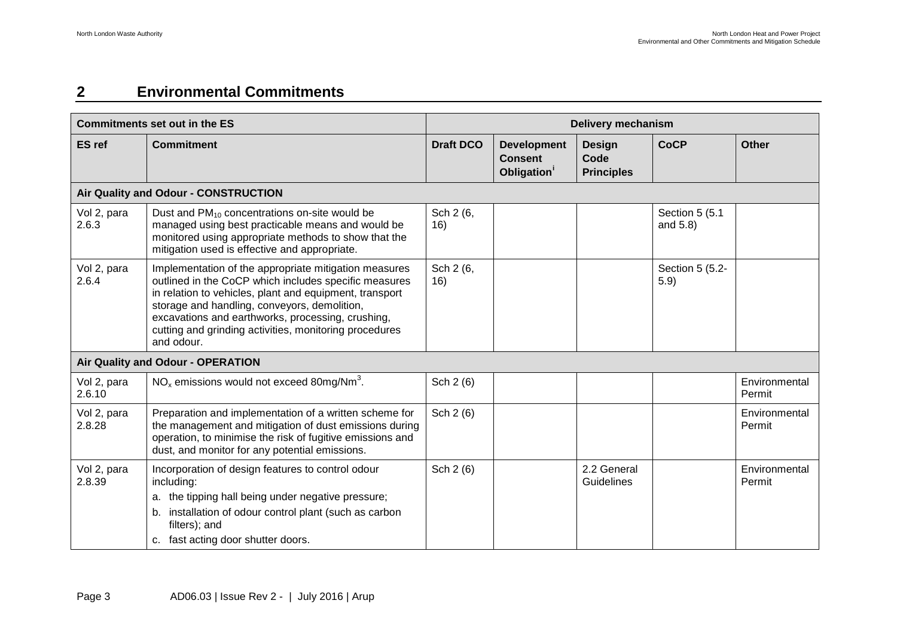## 2 Environmental Commitments

| Commitments set out in the ES | | Delivery mechanism | | | | |
|---|---|---|---|---|---|---|
| **ES ref** | **Commitment** | **Draft DCO** | **Development Consent Obligation**[i] | **Design Code Principles** | **CoCP** | **Other** |
| **Air Quality and Odour - CONSTRUCTION** | | | | | | |
| Vol 2, para 2.6.3 | Dust and $PM_{10}$ concentrations on-site would be managed using best practicable means and would be monitored using appropriate methods to show that the mitigation used is effective and appropriate. | Sch 2 (6, 16) | | | Section 5 (5.1 and 5.8) | |
| Vol 2, para 2.6.4 | Implementation of the appropriate mitigation measures outlined in the CoCP which includes specific measures in relation to vehicles, plant and equipment, transport storage and handling, conveyors, demolition, excavations and earthworks, processing, crushing, cutting and grinding activities, monitoring procedures and odour. | Sch 2 (6, 16) | | | Section 5 (5.2-5.9) | |
| **Air Quality and Odour - OPERATION** | | | | | | |
| Vol 2, para 2.6.10 | $NO_x$ emissions would not exceed $80mg/Nm^3$. | Sch 2 (6) | | | | Environmental Permit |
| Vol 2, para 2.8.28 | Preparation and implementation of a written scheme for the management and mitigation of dust emissions during operation, to minimise the risk of fugitive emissions and dust, and monitor for any potential emissions. | Sch 2 (6) | | | | Environmental Permit |
| Vol 2, para 2.8.39 | Incorporation of design features to control odour including: a. the tipping hall being under negative pressure; b. installation of odour control plant (such as carbon filters); and c. fast acting door shutter doors. | Sch 2 (6) | | 2.2 General Guidelines | | Environmental Permit |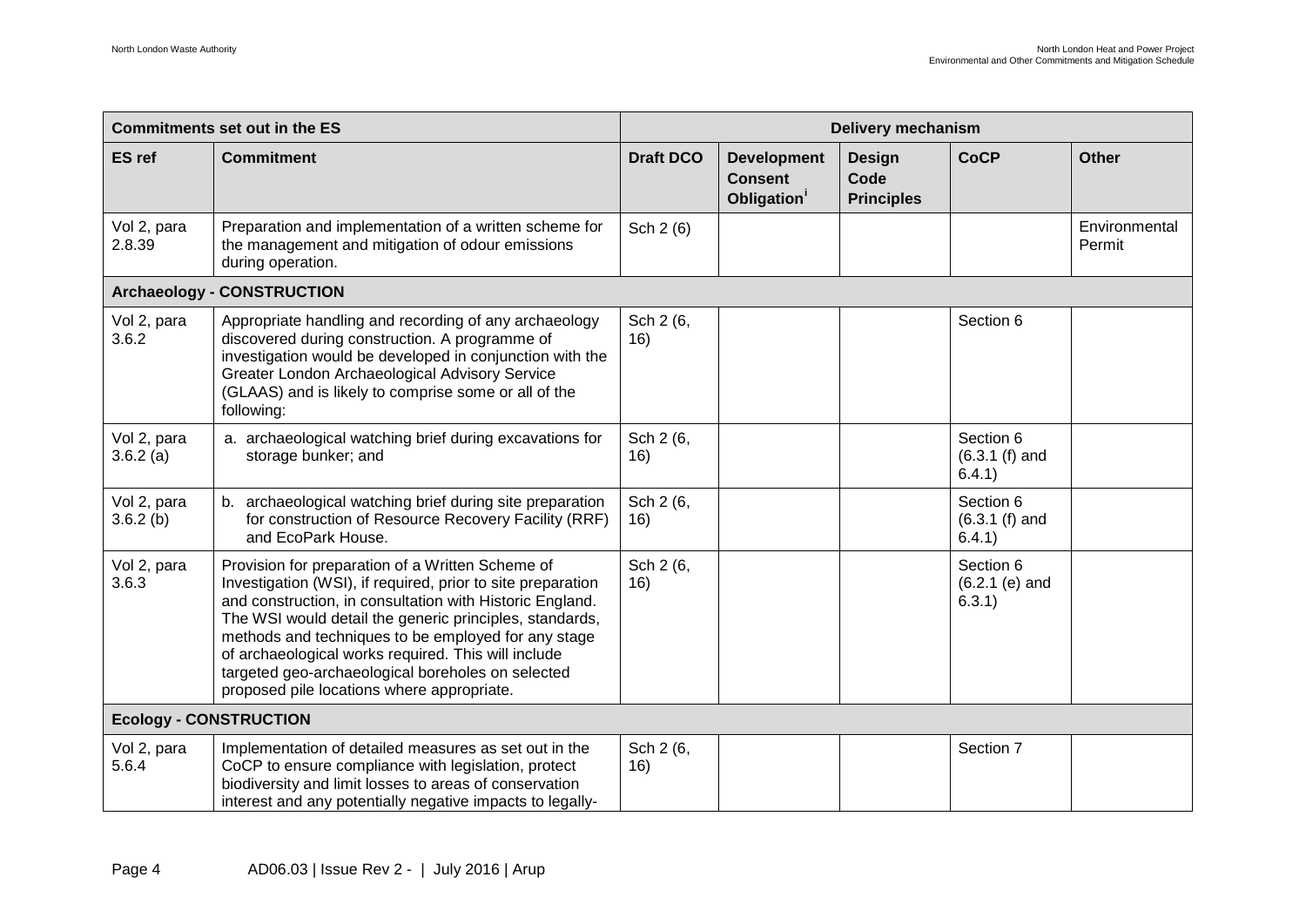| Commitments set out in the ES | | Delivery mechanism | | | | |
|---|---|---|---|---|---|---|
| **ES ref** | **Commitment** | **Draft DCO** | **Development Consent Obligation**[i] | **Design Code Principles** | **CoCP** | **Other** |
| Vol 2, para 2.8.39 | Preparation and implementation of a written scheme for the management and mitigation of odour emissions during operation. | Sch 2 (6) | | | | Environmental Permit |
| **Archaeology - CONSTRUCTION** | | | | | | |
| Vol 2, para 3.6.2 | Appropriate handling and recording of any archaeology discovered during construction. A programme of investigation would be developed in conjunction with the Greater London Archaeological Advisory Service (GLAAS) and is likely to comprise some or all of the following: | Sch 2 (6, 16) | | | Section 6 | |
| Vol 2, para 3.6.2 (a) | a. archaeological watching brief during excavations for storage bunker; and | Sch 2 (6, 16) | | | Section 6 (6.3.1 (f) and 6.4.1) | |
| Vol 2, para 3.6.2 (b) | b. archaeological watching brief during site preparation for construction of Resource Recovery Facility (RRF) and EcoPark House. | Sch 2 (6, 16) | | | Section 6 (6.3.1 (f) and 6.4.1) | |
| Vol 2, para 3.6.3 | Provision for preparation of a Written Scheme of Investigation (WSI), if required, prior to site preparation and construction, in consultation with Historic England. The WSI would detail the generic principles, standards, methods and techniques to be employed for any stage of archaeological works required. This will include targeted geo-archaeological boreholes on selected proposed pile locations where appropriate. | Sch 2 (6, 16) | | | Section 6 (6.2.1 (e) and 6.3.1) | |
| **Ecology - CONSTRUCTION** | | | | | | |
| Vol 2, para 5.6.4 | Implementation of detailed measures as set out in the CoCP to ensure compliance with legislation, protect biodiversity and limit losses to areas of conservation interest and any potentially negative impacts to legally- | Sch 2 (6, 16) | | | Section 7 | |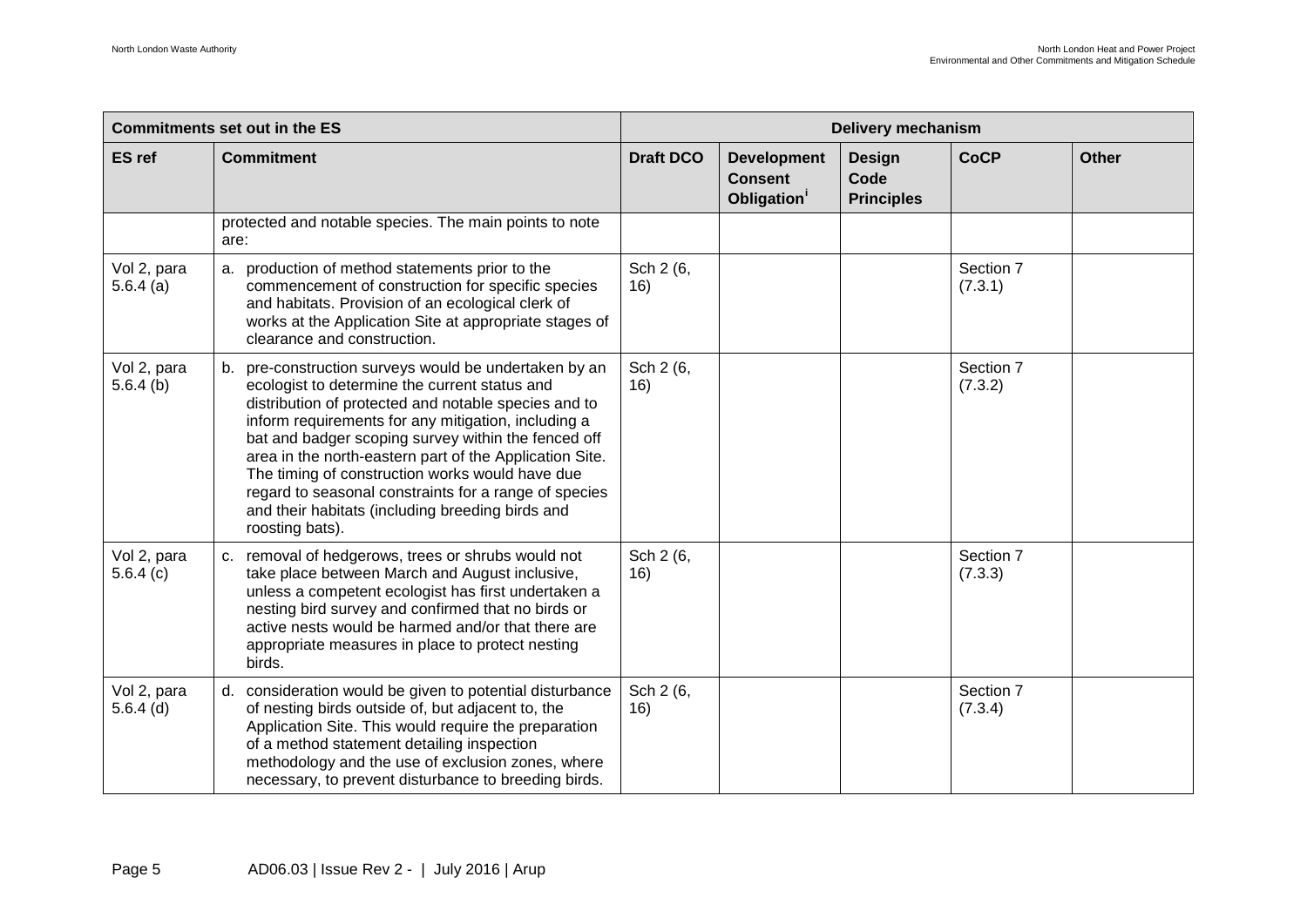| Commitments set out in the ES | | Delivery mechanism | | | | |
|---|---|---|---|---|---|---|
| ES ref | Commitment | Draft DCO | Development Consent Obligation[i] | Design Code Principles | CoCP | Other |
| | protected and notable species. The main points to note are: | | | | | |
| Vol 2, para 5.6.4 (a) | a. production of method statements prior to the commencement of construction for specific species and habitats. Provision of an ecological clerk of works at the Application Site at appropriate stages of clearance and construction. | Sch 2 (6, 16) | | | Section 7 (7.3.1) | |
| Vol 2, para 5.6.4 (b) | b. pre-construction surveys would be undertaken by an ecologist to determine the current status and distribution of protected and notable species and to inform requirements for any mitigation, including a bat and badger scoping survey within the fenced off area in the north-eastern part of the Application Site. The timing of construction works would have due regard to seasonal constraints for a range of species and their habitats (including breeding birds and roosting bats). | Sch 2 (6, 16) | | | Section 7 (7.3.2) | |
| Vol 2, para 5.6.4 (c) | c. removal of hedgerows, trees or shrubs would not take place between March and August inclusive, unless a competent ecologist has first undertaken a nesting bird survey and confirmed that no birds or active nests would be harmed and/or that there are appropriate measures in place to protect nesting birds. | Sch 2 (6, 16) | | | Section 7 (7.3.3) | |
| Vol 2, para 5.6.4 (d) | d. consideration would be given to potential disturbance of nesting birds outside of, but adjacent to, the Application Site. This would require the preparation of a method statement detailing inspection methodology and the use of exclusion zones, where necessary, to prevent disturbance to breeding birds. | Sch 2 (6, 16) | | | Section 7 (7.3.4) | |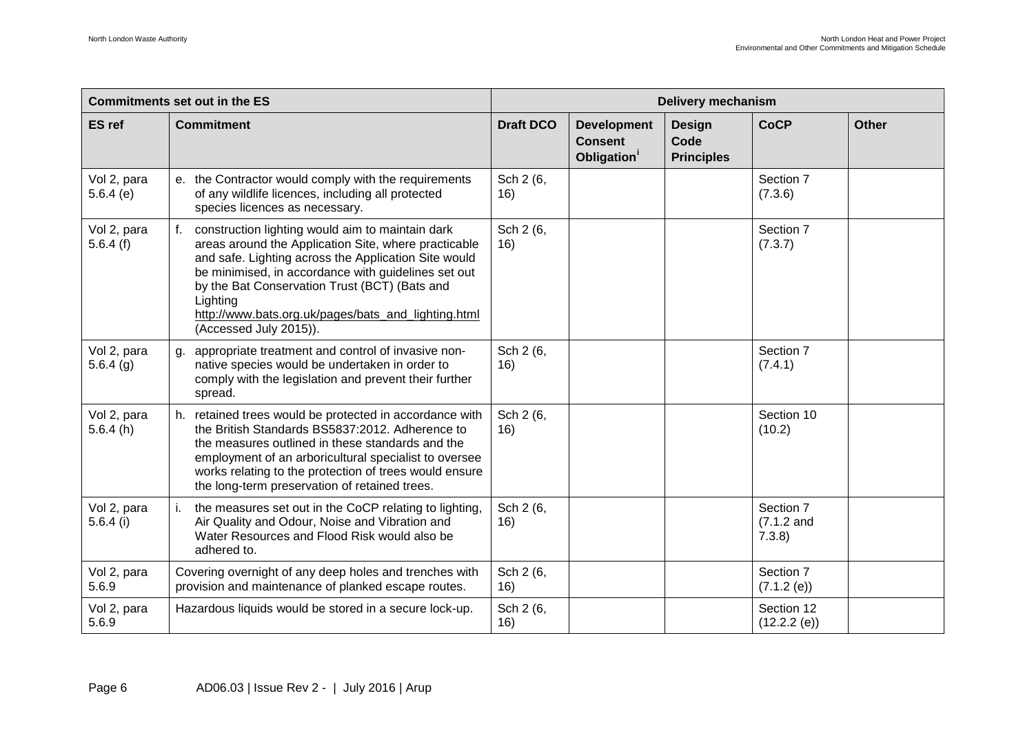| Commitments set out in the ES | | Delivery mechanism | | | | |
|---|---|---|---|---|---|---|
| **ES ref** | **Commitment** | **Draft DCO** | **Development Consent Obligation**[i] | **Design Code Principles** | **CoCP** | **Other** |
| Vol 2, para 5.6.4 (e) | e. the Contractor would comply with the requirements of any wildlife licences, including all protected species licences as necessary. | Sch 2 (6, 16) | | | Section 7 (7.3.6) | |
| Vol 2, para 5.6.4 (f) | f. construction lighting would aim to maintain dark areas around the Application Site, where practicable and safe. Lighting across the Application Site would be minimised, in accordance with guidelines set out by the Bat Conservation Trust (BCT) (Bats and Lighting http://www.bats.org.uk/pages/bats_and_lighting.html (Accessed July 2015)). | Sch 2 (6, 16) | | | Section 7 (7.3.7) | |
| Vol 2, para 5.6.4 (g) | g. appropriate treatment and control of invasive non-native species would be undertaken in order to comply with the legislation and prevent their further spread. | Sch 2 (6, 16) | | | Section 7 (7.4.1) | |
| Vol 2, para 5.6.4 (h) | h. retained trees would be protected in accordance with the British Standards BS5837:2012. Adherence to the measures outlined in these standards and the employment of an arboricultural specialist to oversee works relating to the protection of trees would ensure the long-term preservation of retained trees. | Sch 2 (6, 16) | | | Section 10 (10.2) | |
| Vol 2, para 5.6.4 (i) | i. the measures set out in the CoCP relating to lighting, Air Quality and Odour, Noise and Vibration and Water Resources and Flood Risk would also be adhered to. | Sch 2 (6, 16) | | | Section 7 (7.1.2 and 7.3.8) | |
| Vol 2, para 5.6.9 | Covering overnight of any deep holes and trenches with provision and maintenance of planked escape routes. | Sch 2 (6, 16) | | | Section 7 (7.1.2 (e)) | |
| Vol 2, para 5.6.9 | Hazardous liquids would be stored in a secure lock-up. | Sch 2 (6, 16) | | | Section 12 (12.2.2 (e)) | |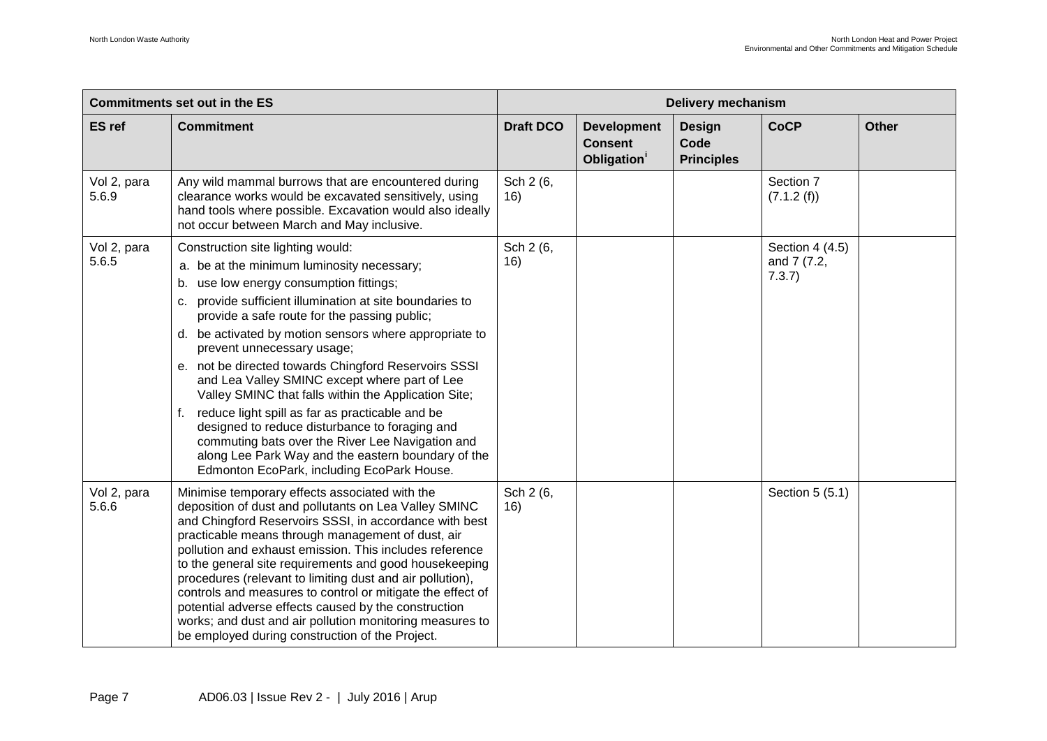| Commitments set out in the ES | | Delivery mechanism | | | | |
|---|---|---|---|---|---|---|
| **ES ref** | **Commitment** | **Draft DCO** | **Development Consent Obligation**[i] | **Design Code Principles** | **CoCP** | **Other** |
| Vol 2, para 5.6.9 | Any wild mammal burrows that are encountered during clearance works would be excavated sensitively, using hand tools where possible. Excavation would also ideally not occur between March and May inclusive. | Sch 2 (6, 16) | | | Section 7 (7.1.2 (f)) | |
| Vol 2, para 5.6.5 | Construction site lighting would:<br>a. be at the minimum luminosity necessary;<br>b. use low energy consumption fittings;<br>c. provide sufficient illumination at site boundaries to provide a safe route for the passing public;<br>d. be activated by motion sensors where appropriate to prevent unnecessary usage;<br>e. not be directed towards Chingford Reservoirs SSSI and Lea Valley SMINC except where part of Lee Valley SMINC that falls within the Application Site;<br>f. reduce light spill as far as practicable and be designed to reduce disturbance to foraging and commuting bats over the River Lee Navigation and along Lee Park Way and the eastern boundary of the Edmonton EcoPark, including EcoPark House. | Sch 2 (6, 16) | | | Section 4 (4.5) and 7 (7.2, 7.3.7) | |
| Vol 2, para 5.6.6 | Minimise temporary effects associated with the deposition of dust and pollutants on Lea Valley SMINC and Chingford Reservoirs SSSI, in accordance with best practicable means through management of dust, air pollution and exhaust emission. This includes reference to the general site requirements and good housekeeping procedures (relevant to limiting dust and air pollution), controls and measures to control or mitigate the effect of potential adverse effects caused by the construction works; and dust and air pollution monitoring measures to be employed during construction of the Project. | Sch 2 (6, 16) | | | Section 5 (5.1) | |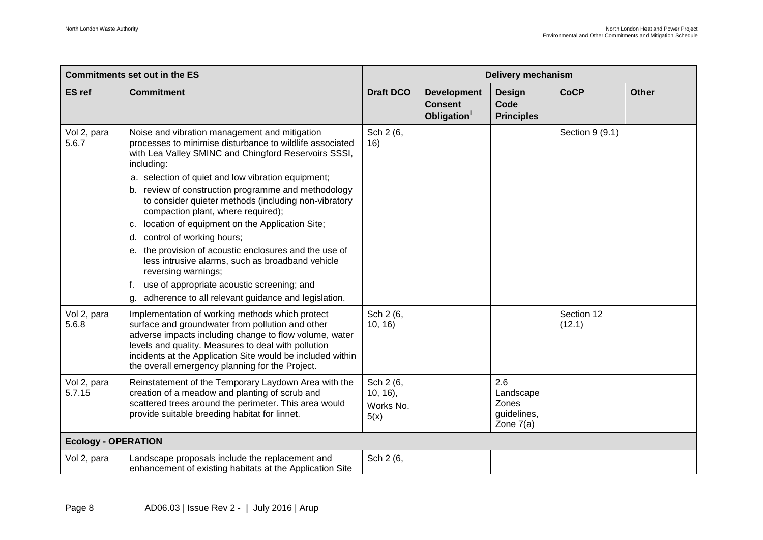| Commitments set out in the ES | | Delivery mechanism | | | | |
|---|---|---|---|---|---|---|
| **ES ref** | **Commitment** | **Draft DCO** | **Development Consent Obligation**[i] | **Design Code Principles** | **CoCP** | **Other** |
| Vol 2, para 5.6.7 | Noise and vibration management and mitigation processes to minimise disturbance to wildlife associated with Lea Valley SMINC and Chingford Reservoirs SSSI, including:<br>a. selection of quiet and low vibration equipment;<br>b. review of construction programme and methodology to consider quieter methods (including non-vibratory compaction plant, where required);<br>c. location of equipment on the Application Site;<br>d. control of working hours;<br>e. the provision of acoustic enclosures and the use of less intrusive alarms, such as broadband vehicle reversing warnings;<br>f. use of appropriate acoustic screening; and<br>g. adherence to all relevant guidance and legislation. | Sch 2 (6, 16) | | | Section 9 (9.1) | |
| Vol 2, para 5.6.8 | Implementation of working methods which protect surface and groundwater from pollution and other adverse impacts including change to flow volume, water levels and quality. Measures to deal with pollution incidents at the Application Site would be included within the overall emergency planning for the Project. | Sch 2 (6, 10, 16) | | | Section 12 (12.1) | |
| Vol 2, para 5.7.15 | Reinstatement of the Temporary Laydown Area with the creation of a meadow and planting of scrub and scattered trees around the perimeter. This area would provide suitable breeding habitat for linnet. | Sch 2 (6, 10, 16), Works No. 5(x) | | 2.6 Landscape Zones guidelines, Zone 7(a) | | |
| **Ecology - OPERATION** | | | | | | |
| Vol 2, para | Landscape proposals include the replacement and enhancement of existing habitats at the Application Site | Sch 2 (6, | | | | |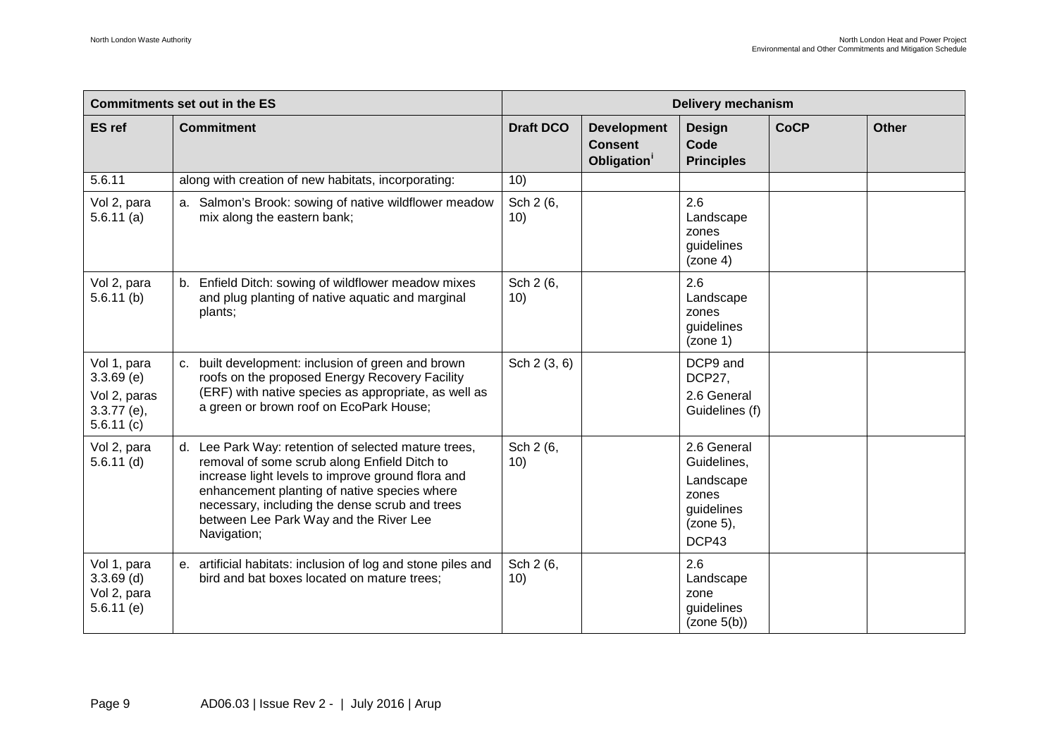| Commitments set out in the ES | | Delivery mechanism | | | | |
|---|---|---|---|---|---|---|
| **ES ref** | **Commitment** | **Draft DCO** | **Development Consent Obligation**[i] | **Design Code Principles** | **CoCP** | **Other** |
| 5.6.11 | along with creation of new habitats, incorporating: | 10) | | | | |
| Vol 2, para 5.6.11 (a) | a. Salmon's Brook: sowing of native wildflower meadow mix along the eastern bank; | Sch 2 (6, 10) | | 2.6 Landscape zones guidelines (zone 4) | | |
| Vol 2, para 5.6.11 (b) | b. Enfield Ditch: sowing of wildflower meadow mixes and plug planting of native aquatic and marginal plants; | Sch 2 (6, 10) | | 2.6 Landscape zones guidelines (zone 1) | | |
| Vol 1, para 3.3.69 (e) Vol 2, paras 3.3.77 (e), 5.6.11 (c) | c. built development: inclusion of green and brown roofs on the proposed Energy Recovery Facility (ERF) with native species as appropriate, as well as a green or brown roof on EcoPark House; | Sch 2 (3, 6) | | DCP9 and DCP27, 2.6 General Guidelines (f) | | |
| Vol 2, para 5.6.11 (d) | d. Lee Park Way: retention of selected mature trees, removal of some scrub along Enfield Ditch to increase light levels to improve ground flora and enhancement planting of native species where necessary, including the dense scrub and trees between Lee Park Way and the River Lee Navigation; | Sch 2 (6, 10) | | 2.6 General Guidelines, Landscape zones guidelines (zone 5), DCP43 | | |
| Vol 1, para 3.3.69 (d) Vol 2, para 5.6.11 (e) | e. artificial habitats: inclusion of log and stone piles and bird and bat boxes located on mature trees; | Sch 2 (6, 10) | | 2.6 Landscape zone guidelines (zone 5(b)) | | |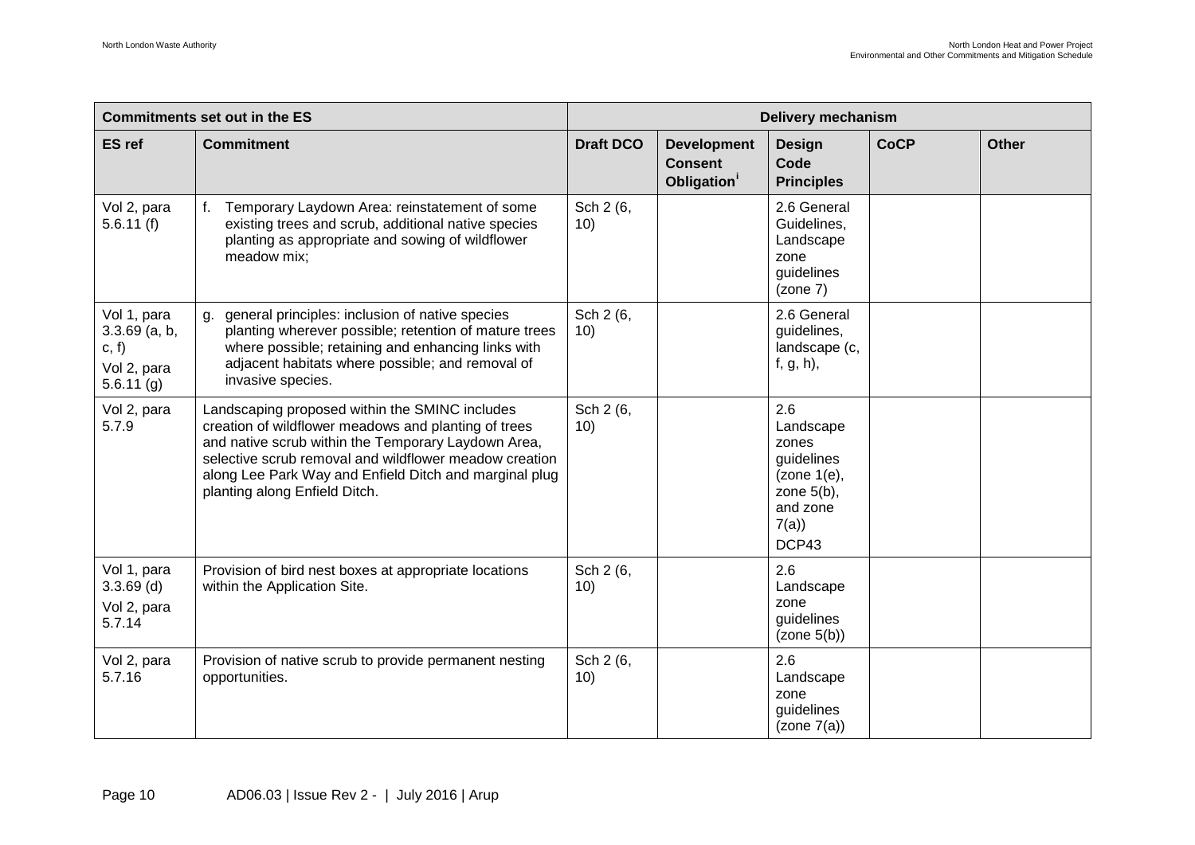| Commitments set out in the ES | | Delivery mechanism | | | | |
|---|---|---|---|---|---|---|
| **ES ref** | **Commitment** | **Draft DCO** | **Development Consent Obligation**[i] | **Design Code Principles** | **CoCP** | **Other** |
| Vol 2, para 5.6.11 (f) | f. Temporary Laydown Area: reinstatement of some existing trees and scrub, additional native species planting as appropriate and sowing of wildflower meadow mix; | Sch 2 (6, 10) | | 2.6 General Guidelines, Landscape zone guidelines (zone 7) | | |
| Vol 1, para 3.3.69 (a, b, c, f) Vol 2, para 5.6.11 (g) | g. general principles: inclusion of native species planting wherever possible; retention of mature trees where possible; retaining and enhancing links with adjacent habitats where possible; and removal of invasive species. | Sch 2 (6, 10) | | 2.6 General guidelines, landscape (c, f, g, h), | | |
| Vol 2, para 5.7.9 | Landscaping proposed within the SMINC includes creation of wildflower meadows and planting of trees and native scrub within the Temporary Laydown Area, selective scrub removal and wildflower meadow creation along Lee Park Way and Enfield Ditch and marginal plug planting along Enfield Ditch. | Sch 2 (6, 10) | | 2.6 Landscape zones guidelines (zone 1(e), zone 5(b), and zone 7(a)) DCP43 | | |
| Vol 1, para 3.3.69 (d) Vol 2, para 5.7.14 | Provision of bird nest boxes at appropriate locations within the Application Site. | Sch 2 (6, 10) | | 2.6 Landscape zone guidelines (zone 5(b)) | | |
| Vol 2, para 5.7.16 | Provision of native scrub to provide permanent nesting opportunities. | Sch 2 (6, 10) | | 2.6 Landscape zone guidelines (zone 7(a)) | | |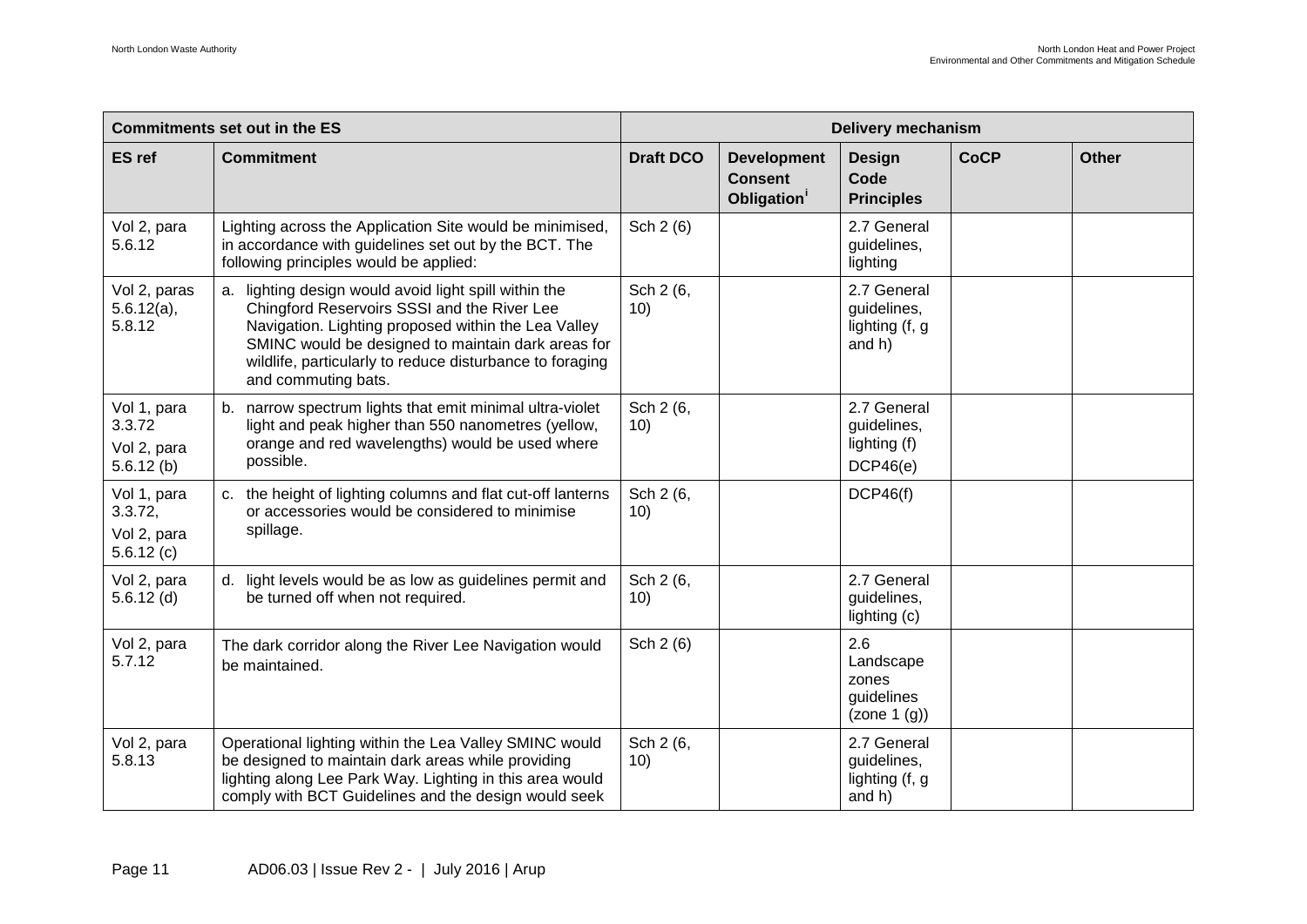| Commitments set out in the ES | | Delivery mechanism | | | | |
|---|---|---|---|---|---|---|
| ES ref | Commitment | Draft DCO | Development Consent Obligation[i] | Design Code Principles | CoCP | Other |
| Vol 2, para 5.6.12 | Lighting across the Application Site would be minimised, in accordance with guidelines set out by the BCT. The following principles would be applied: | Sch 2 (6) | | 2.7 General guidelines, lighting | | |
| Vol 2, paras 5.6.12(a), 5.8.12 | a. lighting design would avoid light spill within the Chingford Reservoirs SSSI and the River Lee Navigation. Lighting proposed within the Lea Valley SMINC would be designed to maintain dark areas for wildlife, particularly to reduce disturbance to foraging and commuting bats. | Sch 2 (6, 10) | | 2.7 General guidelines, lighting (f, g and h) | | |
| Vol 1, para 3.3.72<br>Vol 2, para 5.6.12 (b) | b. narrow spectrum lights that emit minimal ultra-violet light and peak higher than 550 nanometres (yellow, orange and red wavelengths) would be used where possible. | Sch 2 (6, 10) | | 2.7 General guidelines, lighting (f)<br>DCP46(e) | | |
| Vol 1, para 3.3.72,<br>Vol 2, para 5.6.12 (c) | c. the height of lighting columns and flat cut-off lanterns or accessories would be considered to minimise spillage. | Sch 2 (6, 10) | | DCP46(f) | | |
| Vol 2, para 5.6.12 (d) | d. light levels would be as low as guidelines permit and be turned off when not required. | Sch 2 (6, 10) | | 2.7 General guidelines, lighting (c) | | |
| Vol 2, para 5.7.12 | The dark corridor along the River Lee Navigation would be maintained. | Sch 2 (6) | | 2.6 Landscape zones guidelines (zone 1 (g)) | | |
| Vol 2, para 5.8.13 | Operational lighting within the Lea Valley SMINC would be designed to maintain dark areas while providing lighting along Lee Park Way. Lighting in this area would comply with BCT Guidelines and the design would seek | Sch 2 (6, 10) | | 2.7 General guidelines, lighting (f, g and h) | | |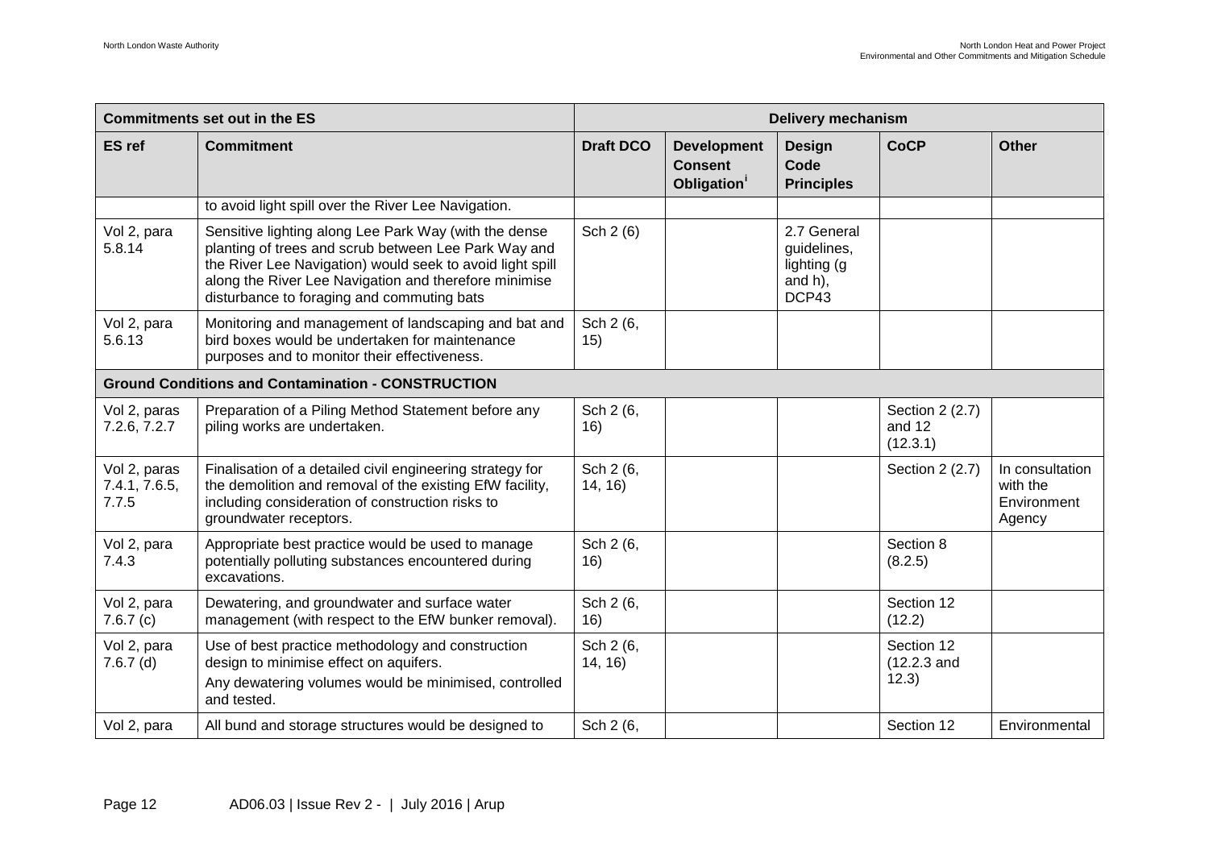| Commitments set out in the ES | | Delivery mechanism | | | | |
|---|---|---|---|---|---|---|
| ES ref | Commitment | Draft DCO | Development Consent Obligation[i] | Design Code Principles | CoCP | Other |
| | to avoid light spill over the River Lee Navigation. | | | | | |
| Vol 2, para 5.8.14 | Sensitive lighting along Lee Park Way (with the dense planting of trees and scrub between Lee Park Way and the River Lee Navigation) would seek to avoid light spill along the River Lee Navigation and therefore minimise disturbance to foraging and commuting bats | Sch 2 (6) | | 2.7 General guidelines, lighting (g and h), DCP43 | | |
| Vol 2, para 5.6.13 | Monitoring and management of landscaping and bat and bird boxes would be undertaken for maintenance purposes and to monitor their effectiveness. | Sch 2 (6, 15) | | | | |
| **Ground Conditions and Contamination - CONSTRUCTION** | | | | | | |
| Vol 2, paras 7.2.6, 7.2.7 | Preparation of a Piling Method Statement before any piling works are undertaken. | Sch 2 (6, 16) | | | Section 2 (2.7) and 12 (12.3.1) | |
| Vol 2, paras 7.4.1, 7.6.5, 7.7.5 | Finalisation of a detailed civil engineering strategy for the demolition and removal of the existing EfW facility, including consideration of construction risks to groundwater receptors. | Sch 2 (6, 14, 16) | | | Section 2 (2.7) | In consultation with the Environment Agency |
| Vol 2, para 7.4.3 | Appropriate best practice would be used to manage potentially polluting substances encountered during excavations. | Sch 2 (6, 16) | | | Section 8 (8.2.5) | |
| Vol 2, para 7.6.7 (c) | Dewatering, and groundwater and surface water management (with respect to the EfW bunker removal). | Sch 2 (6, 16) | | | Section 12 (12.2) | |
| Vol 2, para 7.6.7 (d) | Use of best practice methodology and construction design to minimise effect on aquifers.<br>Any dewatering volumes would be minimised, controlled and tested. | Sch 2 (6, 14, 16) | | | Section 12 (12.2.3 and 12.3) | |
| Vol 2, para | All bund and storage structures would be designed to | Sch 2 (6, | | | Section 12 | Environmental |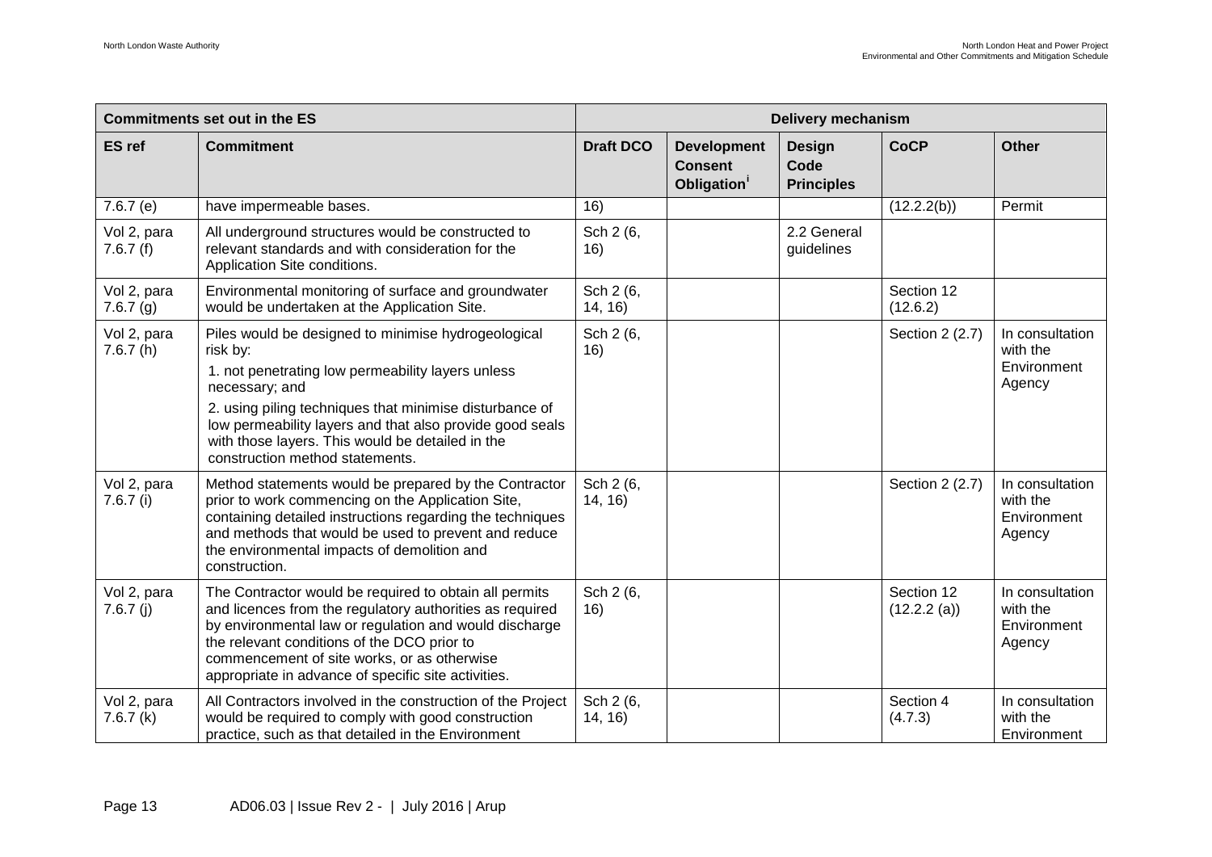| Commitments set out in the ES | | Delivery mechanism | | | | |
|---|---|---|---|---|---|---|
| **ES ref** | **Commitment** | **Draft DCO** | **Development Consent Obligation**[i] | **Design Code Principles** | **CoCP** | **Other** |
| 7.6.7 (e) | have impermeable bases. | 16) | | | (12.2.2(b)) | Permit |
| Vol 2, para 7.6.7 (f) | All underground structures would be constructed to relevant standards and with consideration for the Application Site conditions. | Sch 2 (6, 16) | | 2.2 General guidelines | | |
| Vol 2, para 7.6.7 (g) | Environmental monitoring of surface and groundwater would be undertaken at the Application Site. | Sch 2 (6, 14, 16) | | | Section 12 (12.6.2) | |
| Vol 2, para 7.6.7 (h) | Piles would be designed to minimise hydrogeological risk by:<br>1. not penetrating low permeability layers unless necessary; and<br>2. using piling techniques that minimise disturbance of low permeability layers and that also provide good seals with those layers. This would be detailed in the construction method statements. | Sch 2 (6, 16) | | | Section 2 (2.7) | In consultation with the Environment Agency |
| Vol 2, para 7.6.7 (i) | Method statements would be prepared by the Contractor prior to work commencing on the Application Site, containing detailed instructions regarding the techniques and methods that would be used to prevent and reduce the environmental impacts of demolition and construction. | Sch 2 (6, 14, 16) | | | Section 2 (2.7) | In consultation with the Environment Agency |
| Vol 2, para 7.6.7 (j) | The Contractor would be required to obtain all permits and licences from the regulatory authorities as required by environmental law or regulation and would discharge the relevant conditions of the DCO prior to commencement of site works, or as otherwise appropriate in advance of specific site activities. | Sch 2 (6, 16) | | | Section 12 (12.2.2 (a)) | In consultation with the Environment Agency |
| Vol 2, para 7.6.7 (k) | All Contractors involved in the construction of the Project would be required to comply with good construction practice, such as that detailed in the Environment | Sch 2 (6, 14, 16) | | | Section 4 (4.7.3) | In consultation with the Environment |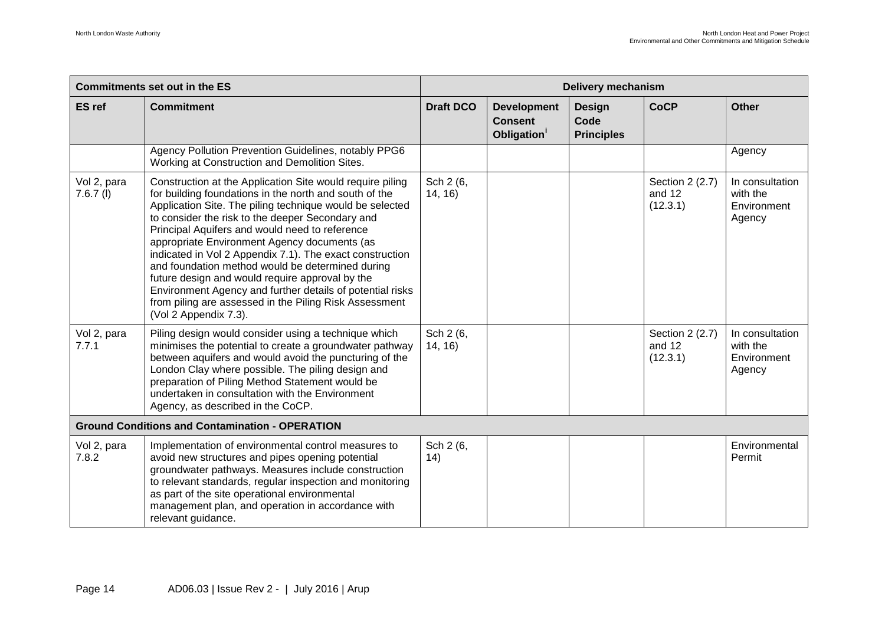| Commitments set out in the ES | | Delivery mechanism | | | | |
|---|---|---|---|---|---|---|
| **ES ref** | **Commitment** | **Draft DCO** | **Development Consent Obligation**[i] | **Design Code Principles** | **CoCP** | **Other** |
| | Agency Pollution Prevention Guidelines, notably PPG6 Working at Construction and Demolition Sites. | | | | | Agency |
| Vol 2, para 7.6.7 (l) | Construction at the Application Site would require piling for building foundations in the north and south of the Application Site. The piling technique would be selected to consider the risk to the deeper Secondary and Principal Aquifers and would need to reference appropriate Environment Agency documents (as indicated in Vol 2 Appendix 7.1). The exact construction and foundation method would be determined during future design and would require approval by the Environment Agency and further details of potential risks from piling are assessed in the Piling Risk Assessment (Vol 2 Appendix 7.3). | Sch 2 (6, 14, 16) | | | Section 2 (2.7) and 12 (12.3.1) | In consultation with the Environment Agency |
| Vol 2, para 7.7.1 | Piling design would consider using a technique which minimises the potential to create a groundwater pathway between aquifers and would avoid the puncturing of the London Clay where possible. The piling design and preparation of Piling Method Statement would be undertaken in consultation with the Environment Agency, as described in the CoCP. | Sch 2 (6, 14, 16) | | | Section 2 (2.7) and 12 (12.3.1) | In consultation with the Environment Agency |
| **Ground Conditions and Contamination - OPERATION** | | | | | | |
| Vol 2, para 7.8.2 | Implementation of environmental control measures to avoid new structures and pipes opening potential groundwater pathways. Measures include construction to relevant standards, regular inspection and monitoring as part of the site operational environmental management plan, and operation in accordance with relevant guidance. | Sch 2 (6, 14) | | | | Environmental Permit |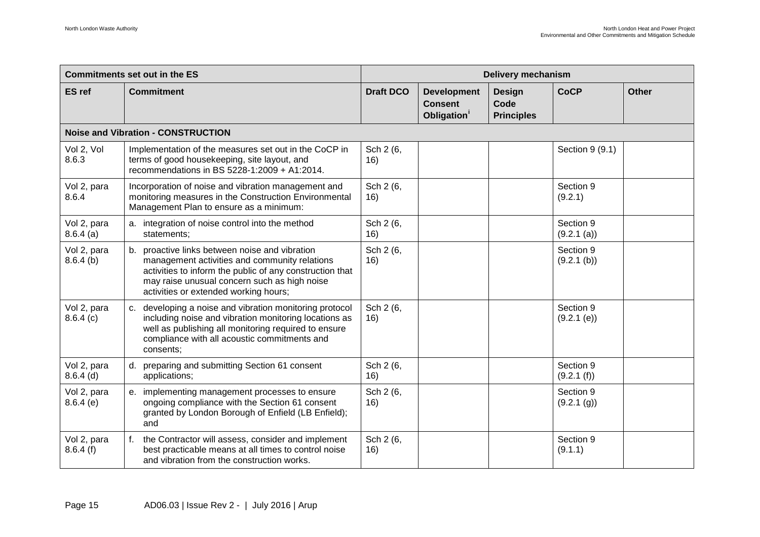| Commitments set out in the ES | | Delivery mechanism | | | | |
|---|---|---|---|---|---|---|
| **ES ref** | **Commitment** | **Draft DCO** | **Development Consent Obligation**[i] | **Design Code Principles** | **CoCP** | **Other** |
| **Noise and Vibration - CONSTRUCTION** | | | | | | |
| Vol 2, Vol 8.6.3 | Implementation of the measures set out in the CoCP in terms of good housekeeping, site layout, and recommendations in BS 5228-1:2009 + A1:2014. | Sch 2 (6, 16) | | | Section 9 (9.1) | |
| Vol 2, para 8.6.4 | Incorporation of noise and vibration management and monitoring measures in the Construction Environmental Management Plan to ensure as a minimum: | Sch 2 (6, 16) | | | Section 9 (9.2.1) | |
| Vol 2, para 8.6.4 (a) | a. integration of noise control into the method statements; | Sch 2 (6, 16) | | | Section 9 (9.2.1 (a)) | |
| Vol 2, para 8.6.4 (b) | b. proactive links between noise and vibration management activities and community relations activities to inform the public of any construction that may raise unusual concern such as high noise activities or extended working hours; | Sch 2 (6, 16) | | | Section 9 (9.2.1 (b)) | |
| Vol 2, para 8.6.4 (c) | c. developing a noise and vibration monitoring protocol including noise and vibration monitoring locations as well as publishing all monitoring required to ensure compliance with all acoustic commitments and consents; | Sch 2 (6, 16) | | | Section 9 (9.2.1 (e)) | |
| Vol 2, para 8.6.4 (d) | d. preparing and submitting Section 61 consent applications; | Sch 2 (6, 16) | | | Section 9 (9.2.1 (f)) | |
| Vol 2, para 8.6.4 (e) | e. implementing management processes to ensure ongoing compliance with the Section 61 consent granted by London Borough of Enfield (LB Enfield); and | Sch 2 (6, 16) | | | Section 9 (9.2.1 (g)) | |
| Vol 2, para 8.6.4 (f) | f. the Contractor will assess, consider and implement best practicable means at all times to control noise and vibration from the construction works. | Sch 2 (6, 16) | | | Section 9 (9.1.1) | |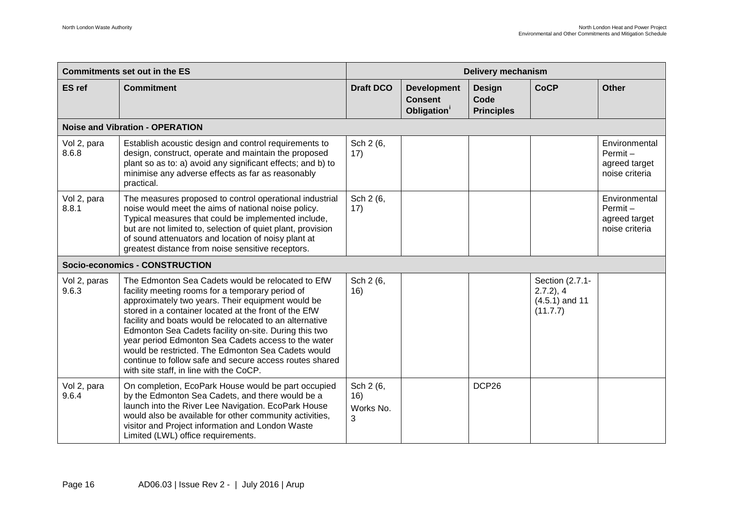| Commitments set out in the ES | | Delivery mechanism | | | | |
|---|---|---|---|---|---|---|
| **ES ref** | **Commitment** | **Draft DCO** | **Development Consent Obligation**[i] | **Design Code Principles** | **CoCP** | **Other** |
| **Noise and Vibration - OPERATION** | | | | | | |
| Vol 2, para 8.6.8 | Establish acoustic design and control requirements to design, construct, operate and maintain the proposed plant so as to: a) avoid any significant effects; and b) to minimise any adverse effects as far as reasonably practical. | Sch 2 (6, 17) | | | | Environmental Permit – agreed target noise criteria |
| Vol 2, para 8.8.1 | The measures proposed to control operational industrial noise would meet the aims of national noise policy. Typical measures that could be implemented include, but are not limited to, selection of quiet plant, provision of sound attenuators and location of noisy plant at greatest distance from noise sensitive receptors. | Sch 2 (6, 17) | | | | Environmental Permit – agreed target noise criteria |
| **Socio-economics - CONSTRUCTION** | | | | | | |
| Vol 2, paras 9.6.3 | The Edmonton Sea Cadets would be relocated to EfW facility meeting rooms for a temporary period of approximately two years. Their equipment would be stored in a container located at the front of the EfW facility and boats would be relocated to an alternative Edmonton Sea Cadets facility on-site. During this two year period Edmonton Sea Cadets access to the water would be restricted. The Edmonton Sea Cadets would continue to follow safe and secure access routes shared with site staff, in line with the CoCP. | Sch 2 (6, 16) | | | Section (2.7.1-2.7.2), 4 (4.5.1) and 11 (11.7.7) | |
| Vol 2, para 9.6.4 | On completion, EcoPark House would be part occupied by the Edmonton Sea Cadets, and there would be a launch into the River Lee Navigation. EcoPark House would also be available for other community activities, visitor and Project information and London Waste Limited (LWL) office requirements. | Sch 2 (6, 16) Works No. 3 | | DCP26 | | |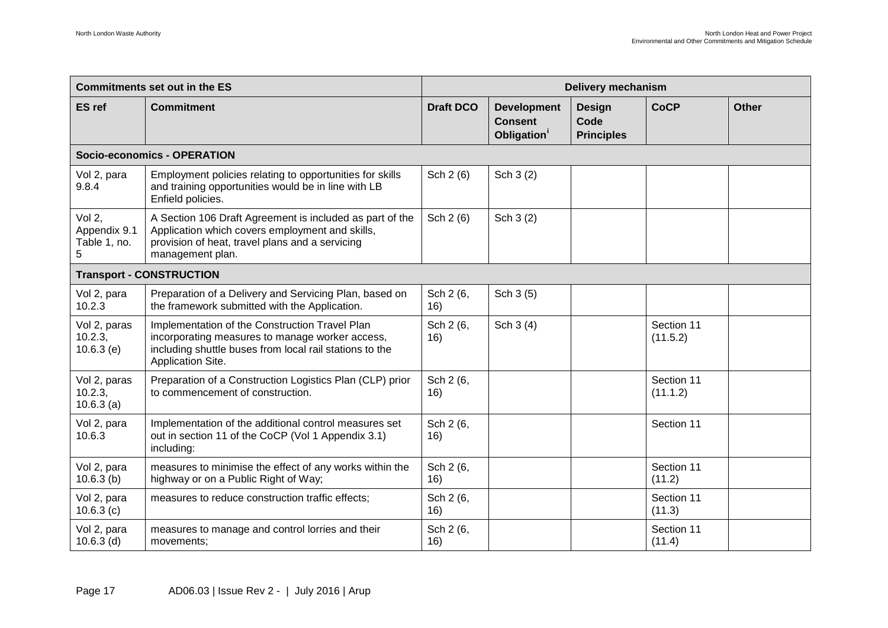| Commitments set out in the ES | | Delivery mechanism | | | | |
|---|---|---|---|---|---|---|
| **ES ref** | **Commitment** | **Draft DCO** | **Development Consent Obligation**[i] | **Design Code Principles** | **CoCP** | **Other** |
| **Socio-economics - OPERATION** | | | | | | |
| Vol 2, para 9.8.4 | Employment policies relating to opportunities for skills and training opportunities would be in line with LB Enfield policies. | Sch 2 (6) | Sch 3 (2) | | | |
| Vol 2, Appendix 9.1 Table 1, no. 5 | A Section 106 Draft Agreement is included as part of the Application which covers employment and skills, provision of heat, travel plans and a servicing management plan. | Sch 2 (6) | Sch 3 (2) | | | |
| **Transport - CONSTRUCTION** | | | | | | |
| Vol 2, para 10.2.3 | Preparation of a Delivery and Servicing Plan, based on the framework submitted with the Application. | Sch 2 (6, 16) | Sch 3 (5) | | | |
| Vol 2, paras 10.2.3, 10.6.3 (e) | Implementation of the Construction Travel Plan incorporating measures to manage worker access, including shuttle buses from local rail stations to the Application Site. | Sch 2 (6, 16) | Sch 3 (4) | | Section 11 (11.5.2) | |
| Vol 2, paras 10.2.3, 10.6.3 (a) | Preparation of a Construction Logistics Plan (CLP) prior to commencement of construction. | Sch 2 (6, 16) | | | Section 11 (11.1.2) | |
| Vol 2, para 10.6.3 | Implementation of the additional control measures set out in section 11 of the CoCP (Vol 1 Appendix 3.1) including: | Sch 2 (6, 16) | | | Section 11 | |
| Vol 2, para 10.6.3 (b) | measures to minimise the effect of any works within the highway or on a Public Right of Way; | Sch 2 (6, 16) | | | Section 11 (11.2) | |
| Vol 2, para 10.6.3 (c) | measures to reduce construction traffic effects; | Sch 2 (6, 16) | | | Section 11 (11.3) | |
| Vol 2, para 10.6.3 (d) | measures to manage and control lorries and their movements; | Sch 2 (6, 16) | | | Section 11 (11.4) | |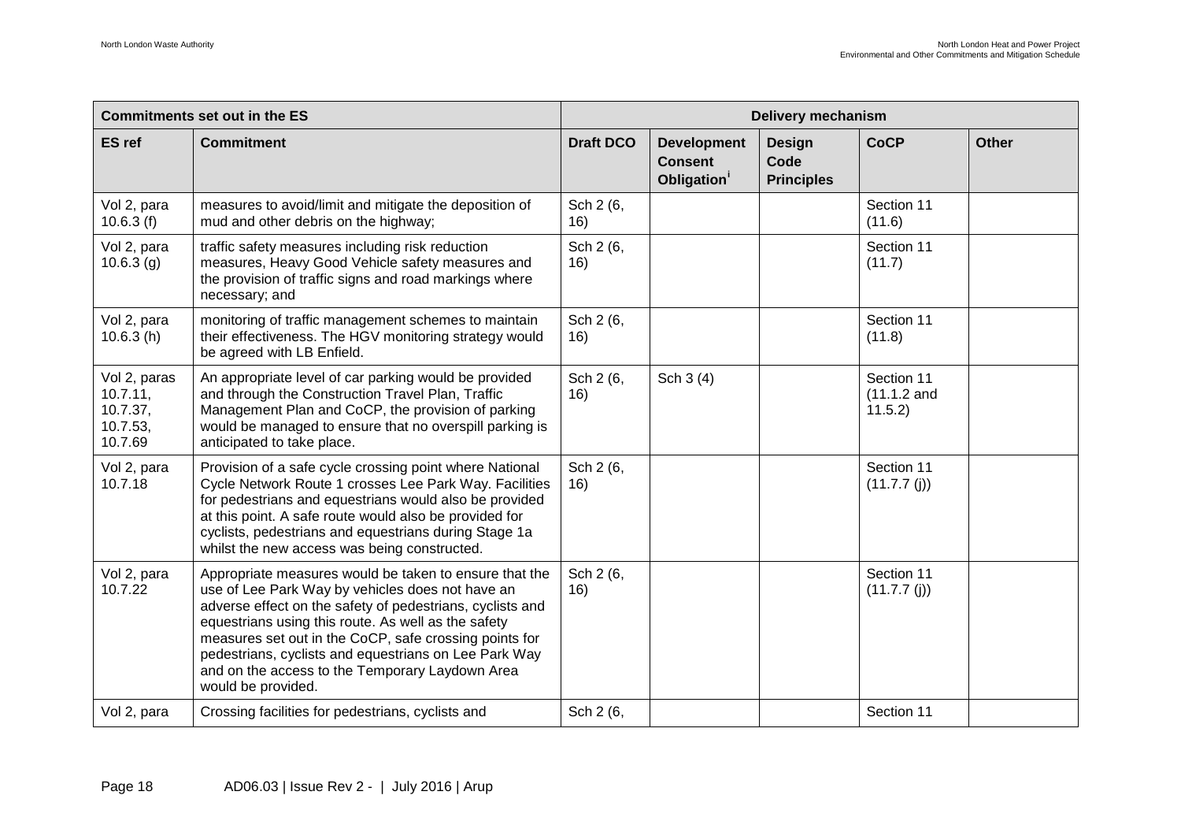| Commitments set out in the ES | | Delivery mechanism | | | | |
|---|---|---|---|---|---|---|
| **ES ref** | **Commitment** | **Draft DCO** | **Development Consent Obligation**[i] | **Design Code Principles** | **CoCP** | **Other** |
| Vol 2, para 10.6.3 (f) | measures to avoid/limit and mitigate the deposition of mud and other debris on the highway; | Sch 2 (6, 16) | | | Section 11 (11.6) | |
| Vol 2, para 10.6.3 (g) | traffic safety measures including risk reduction measures, Heavy Good Vehicle safety measures and the provision of traffic signs and road markings where necessary; and | Sch 2 (6, 16) | | | Section 11 (11.7) | |
| Vol 2, para 10.6.3 (h) | monitoring of traffic management schemes to maintain their effectiveness. The HGV monitoring strategy would be agreed with LB Enfield. | Sch 2 (6, 16) | | | Section 11 (11.8) | |
| Vol 2, paras 10.7.11, 10.7.37, 10.7.53, 10.7.69 | An appropriate level of car parking would be provided and through the Construction Travel Plan, Traffic Management Plan and CoCP, the provision of parking would be managed to ensure that no overspill parking is anticipated to take place. | Sch 2 (6, 16) | Sch 3 (4) | | Section 11 (11.1.2 and 11.5.2) | |
| Vol 2, para 10.7.18 | Provision of a safe cycle crossing point where National Cycle Network Route 1 crosses Lee Park Way. Facilities for pedestrians and equestrians would also be provided at this point. A safe route would also be provided for cyclists, pedestrians and equestrians during Stage 1a whilst the new access was being constructed. | Sch 2 (6, 16) | | | Section 11 (11.7.7 (j)) | |
| Vol 2, para 10.7.22 | Appropriate measures would be taken to ensure that the use of Lee Park Way by vehicles does not have an adverse effect on the safety of pedestrians, cyclists and equestrians using this route. As well as the safety measures set out in the CoCP, safe crossing points for pedestrians, cyclists and equestrians on Lee Park Way and on the access to the Temporary Laydown Area would be provided. | Sch 2 (6, 16) | | | Section 11 (11.7.7 (j)) | |
| Vol 2, para | Crossing facilities for pedestrians, cyclists and | Sch 2 (6, | | | Section 11 | |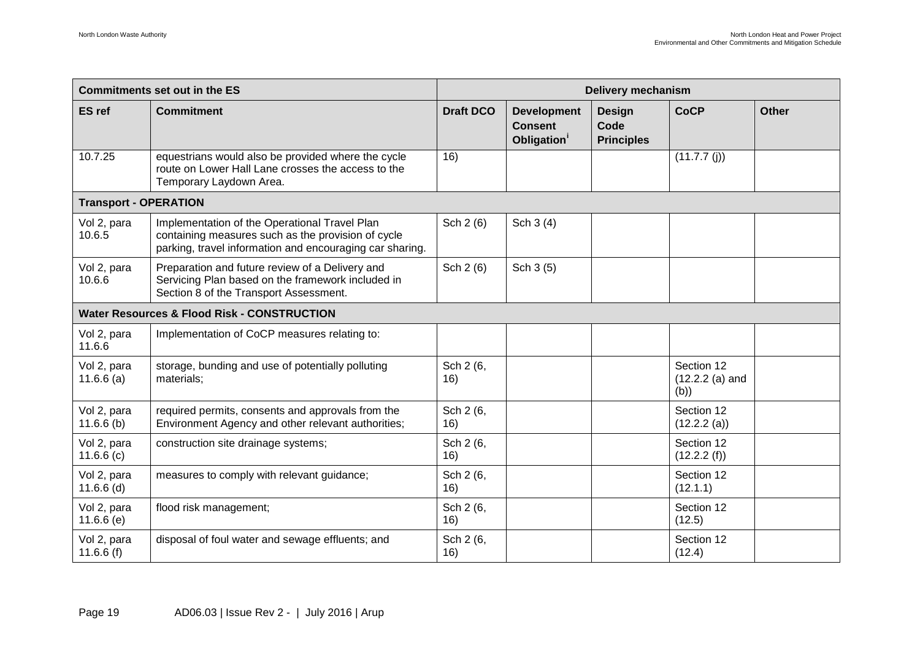| Commitments set out in the ES | | Delivery mechanism | | | | |
|---|---|---|---|---|---|---|
| ES ref | Commitment | Draft DCO | Development Consent Obligation[i] | Design Code Principles | CoCP | Other |
| 10.7.25 | equestrians would also be provided where the cycle route on Lower Hall Lane crosses the access to the Temporary Laydown Area. | 16) | | | (11.7.7 (j)) | |
| **Transport - OPERATION** | | | | | | |
| Vol 2, para 10.6.5 | Implementation of the Operational Travel Plan containing measures such as the provision of cycle parking, travel information and encouraging car sharing. | Sch 2 (6) | Sch 3 (4) | | | |
| Vol 2, para 10.6.6 | Preparation and future review of a Delivery and Servicing Plan based on the framework included in Section 8 of the Transport Assessment. | Sch 2 (6) | Sch 3 (5) | | | |
| **Water Resources & Flood Risk - CONSTRUCTION** | | | | | | |
| Vol 2, para 11.6.6 | Implementation of CoCP measures relating to: | | | | | |
| Vol 2, para 11.6.6 (a) | storage, bunding and use of potentially polluting materials; | Sch 2 (6, 16) | | | Section 12 (12.2.2 (a) and (b)) | |
| Vol 2, para 11.6.6 (b) | required permits, consents and approvals from the Environment Agency and other relevant authorities; | Sch 2 (6, 16) | | | Section 12 (12.2.2 (a)) | |
| Vol 2, para 11.6.6 (c) | construction site drainage systems; | Sch 2 (6, 16) | | | Section 12 (12.2.2 (f)) | |
| Vol 2, para 11.6.6 (d) | measures to comply with relevant guidance; | Sch 2 (6, 16) | | | Section 12 (12.1.1) | |
| Vol 2, para 11.6.6 (e) | flood risk management; | Sch 2 (6, 16) | | | Section 12 (12.5) | |
| Vol 2, para 11.6.6 (f) | disposal of foul water and sewage effluents; and | Sch 2 (6, 16) | | | Section 12 (12.4) | |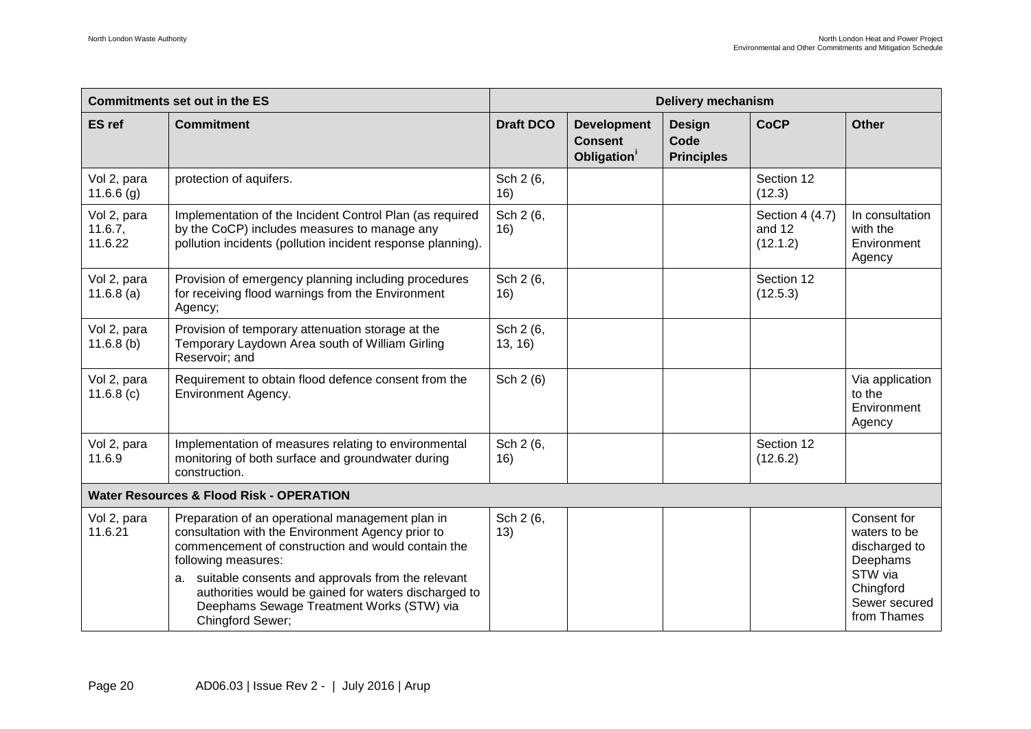| Commitments set out in the ES | | Delivery mechanism | | | | |
|---|---|---|---|---|---|---|
| **ES ref** | **Commitment** | **Draft DCO** | **Development Consent Obligation**[i] | **Design Code Principles** | **CoCP** | **Other** |
| Vol 2, para 11.6.6 (g) | protection of aquifers. | Sch 2 (6, 16) | | | Section 12 (12.3) | |
| Vol 2, para 11.6.7, 11.6.22 | Implementation of the Incident Control Plan (as required by the CoCP) includes measures to manage any pollution incidents (pollution incident response planning). | Sch 2 (6, 16) | | | Section 4 (4.7) and 12 (12.1.2) | In consultation with the Environment Agency |
| Vol 2, para 11.6.8 (a) | Provision of emergency planning including procedures for receiving flood warnings from the Environment Agency; | Sch 2 (6, 16) | | | Section 12 (12.5.3) | |
| Vol 2, para 11.6.8 (b) | Provision of temporary attenuation storage at the Temporary Laydown Area south of William Girling Reservoir; and | Sch 2 (6, 13, 16) | | | | |
| Vol 2, para 11.6.8 (c) | Requirement to obtain flood defence consent from the Environment Agency. | Sch 2 (6) | | | | Via application to the Environment Agency |
| Vol 2, para 11.6.9 | Implementation of measures relating to environmental monitoring of both surface and groundwater during construction. | Sch 2 (6, 16) | | | Section 12 (12.6.2) | |
| **Water Resources & Flood Risk - OPERATION** | | | | | | |
| Vol 2, para 11.6.21 | Preparation of an operational management plan in consultation with the Environment Agency prior to commencement of construction and would contain the following measures:<br>a. suitable consents and approvals from the relevant authorities would be gained for waters discharged to Deephams Sewage Treatment Works (STW) via Chingford Sewer; | Sch 2 (6, 13) | | | | Consent for waters to be discharged to Deephams STW via Chingford Sewer secured from Thames |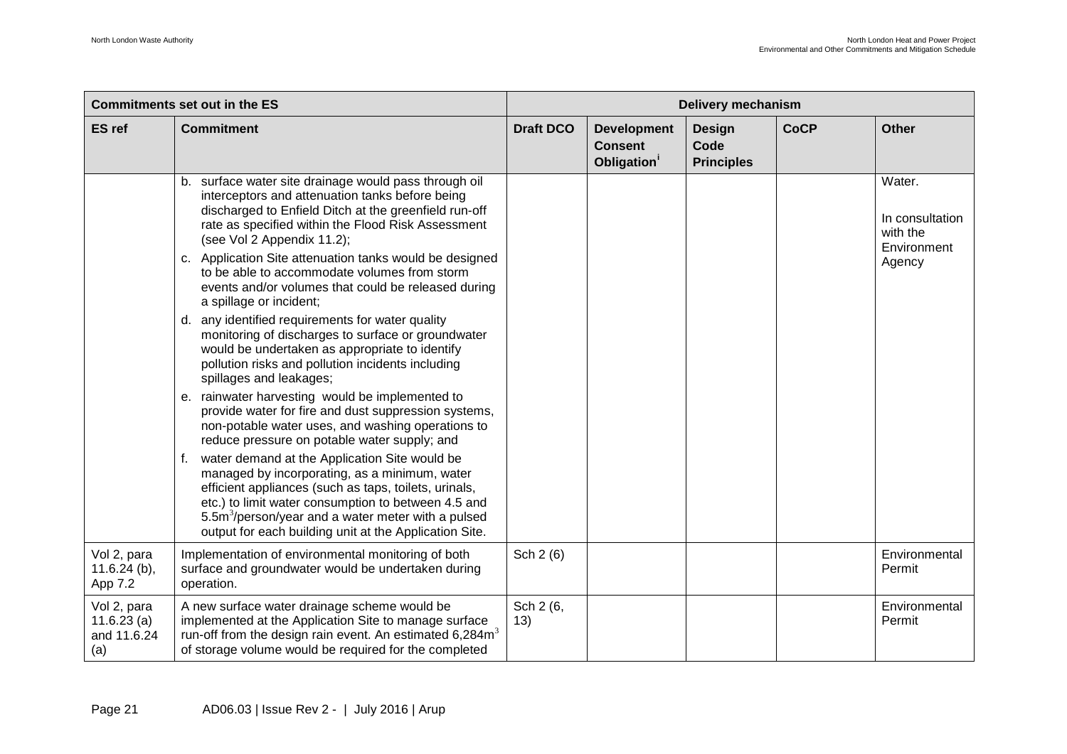| Commitments set out in the ES | | Delivery mechanism | | | | |
|---|---|---|---|---|---|---|
| **ES ref** | **Commitment** | **Draft DCO** | **Development Consent Obligation**[i] | **Design Code Principles** | **CoCP** | **Other** |
| | b. surface water site drainage would pass through oil interceptors and attenuation tanks before being discharged to Enfield Ditch at the greenfield run-off rate as specified within the Flood Risk Assessment (see Vol 2 Appendix 11.2);<br>c. Application Site attenuation tanks would be designed to be able to accommodate volumes from storm events and/or volumes that could be released during a spillage or incident;<br>d. any identified requirements for water quality monitoring of discharges to surface or groundwater would be undertaken as appropriate to identify pollution risks and pollution incidents including spillages and leakages;<br>e. rainwater harvesting would be implemented to provide water for fire and dust suppression systems, non-potable water uses, and washing operations to reduce pressure on potable water supply; and<br>f. water demand at the Application Site would be managed by incorporating, as a minimum, water efficient appliances (such as taps, toilets, urinals, etc.) to limit water consumption to between 4.5 and 5.5m$^3$/person/year and a water meter with a pulsed output for each building unit at the Application Site. | | | | | Water.<br><br>In consultation with the Environment Agency |
| Vol 2, para 11.6.24 (b), App 7.2 | Implementation of environmental monitoring of both surface and groundwater would be undertaken during operation. | Sch 2 (6) | | | | Environmental Permit |
| Vol 2, para 11.6.23 (a) and 11.6.24 (a) | A new surface water drainage scheme would be implemented at the Application Site to manage surface run-off from the design rain event. An estimated 6,284m$^3$ of storage volume would be required for the completed | Sch 2 (6, 13) | | | | Environmental Permit |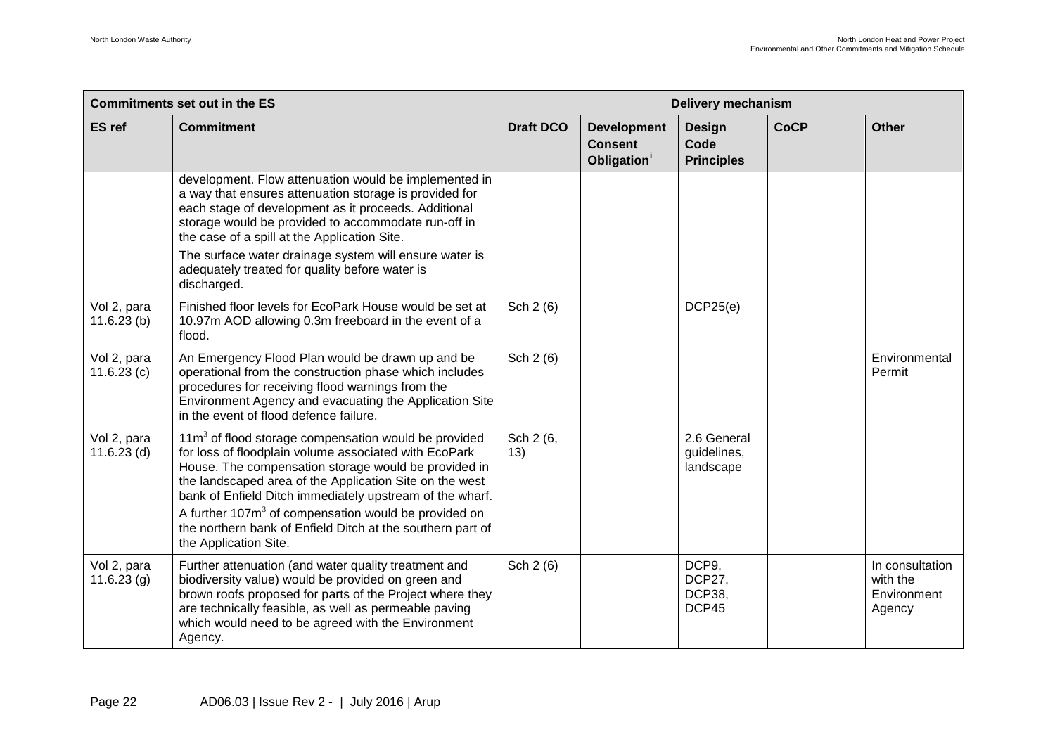| Commitments set out in the ES | | Delivery mechanism | | | | |
|---|---|---|---|---|---|---|
| **ES ref** | **Commitment** | **Draft DCO** | **Development Consent Obligation**[i] | **Design Code Principles** | **CoCP** | **Other** |
| | development. Flow attenuation would be implemented in a way that ensures attenuation storage is provided for each stage of development as it proceeds. Additional storage would be provided to accommodate run-off in the case of a spill at the Application Site.<br>The surface water drainage system will ensure water is adequately treated for quality before water is discharged. | | | | | |
| Vol 2, para 11.6.23 (b) | Finished floor levels for EcoPark House would be set at 10.97m AOD allowing 0.3m freeboard in the event of a flood. | Sch 2 (6) | | DCP25(e) | | |
| Vol 2, para 11.6.23 (c) | An Emergency Flood Plan would be drawn up and be operational from the construction phase which includes procedures for receiving flood warnings from the Environment Agency and evacuating the Application Site in the event of flood defence failure. | Sch 2 (6) | | | | Environmental Permit |
| Vol 2, para 11.6.23 (d) | 11m$^3$ of flood storage compensation would be provided for loss of floodplain volume associated with EcoPark House. The compensation storage would be provided in the landscaped area of the Application Site on the west bank of Enfield Ditch immediately upstream of the wharf.<br>A further 107m$^3$ of compensation would be provided on the northern bank of Enfield Ditch at the southern part of the Application Site. | Sch 2 (6, 13) | | 2.6 General guidelines, landscape | | |
| Vol 2, para 11.6.23 (g) | Further attenuation (and water quality treatment and biodiversity value) would be provided on green and brown roofs proposed for parts of the Project where they are technically feasible, as well as permeable paving which would need to be agreed with the Environment Agency. | Sch 2 (6) | | DCP9, DCP27, DCP38, DCP45 | | In consultation with the Environment Agency |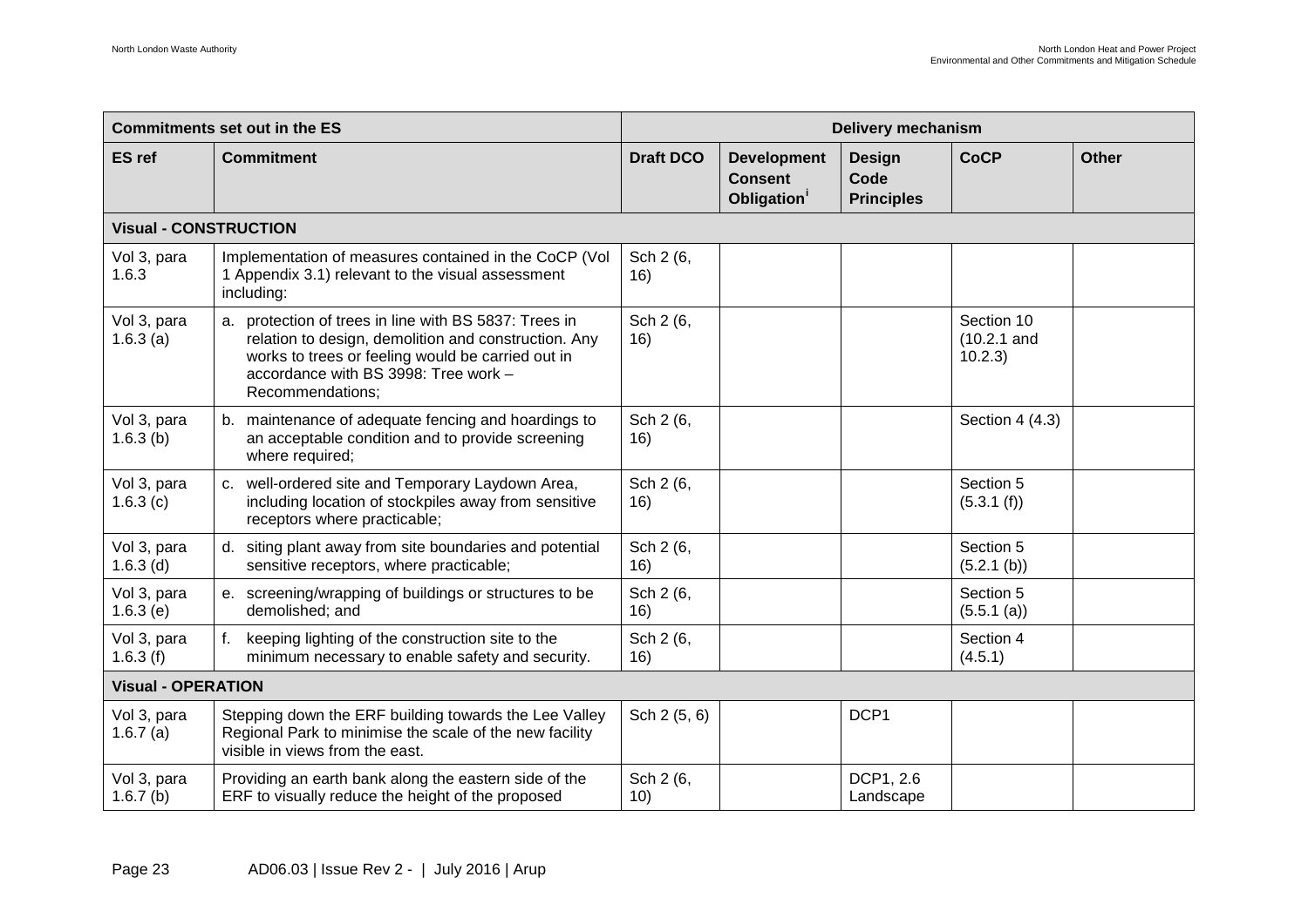| Commitments set out in the ES | | Delivery mechanism | | | | |
|---|---|---|---|---|---|---|
| **ES ref** | **Commitment** | **Draft DCO** | **Development Consent Obligation**[i] | **Design Code Principles** | **CoCP** | **Other** |
| **Visual - CONSTRUCTION** | | | | | | |
| Vol 3, para 1.6.3 | Implementation of measures contained in the CoCP (Vol 1 Appendix 3.1) relevant to the visual assessment including: | Sch 2 (6, 16) | | | | |
| Vol 3, para 1.6.3 (a) | a. protection of trees in line with BS 5837: Trees in relation to design, demolition and construction. Any works to trees or feeling would be carried out in accordance with BS 3998: Tree work – Recommendations; | Sch 2 (6, 16) | | | Section 10 (10.2.1 and 10.2.3) | |
| Vol 3, para 1.6.3 (b) | b. maintenance of adequate fencing and hoardings to an acceptable condition and to provide screening where required; | Sch 2 (6, 16) | | | Section 4 (4.3) | |
| Vol 3, para 1.6.3 (c) | c. well-ordered site and Temporary Laydown Area, including location of stockpiles away from sensitive receptors where practicable; | Sch 2 (6, 16) | | | Section 5 (5.3.1 (f)) | |
| Vol 3, para 1.6.3 (d) | d. siting plant away from site boundaries and potential sensitive receptors, where practicable; | Sch 2 (6, 16) | | | Section 5 (5.2.1 (b)) | |
| Vol 3, para 1.6.3 (e) | e. screening/wrapping of buildings or structures to be demolished; and | Sch 2 (6, 16) | | | Section 5 (5.5.1 (a)) | |
| Vol 3, para 1.6.3 (f) | f. keeping lighting of the construction site to the minimum necessary to enable safety and security. | Sch 2 (6, 16) | | | Section 4 (4.5.1) | |
| **Visual - OPERATION** | | | | | | |
| Vol 3, para 1.6.7 (a) | Stepping down the ERF building towards the Lee Valley Regional Park to minimise the scale of the new facility visible in views from the east. | Sch 2 (5, 6) | | DCP1 | | |
| Vol 3, para 1.6.7 (b) | Providing an earth bank along the eastern side of the ERF to visually reduce the height of the proposed | Sch 2 (6, 10) | | DCP1, 2.6 Landscape | | |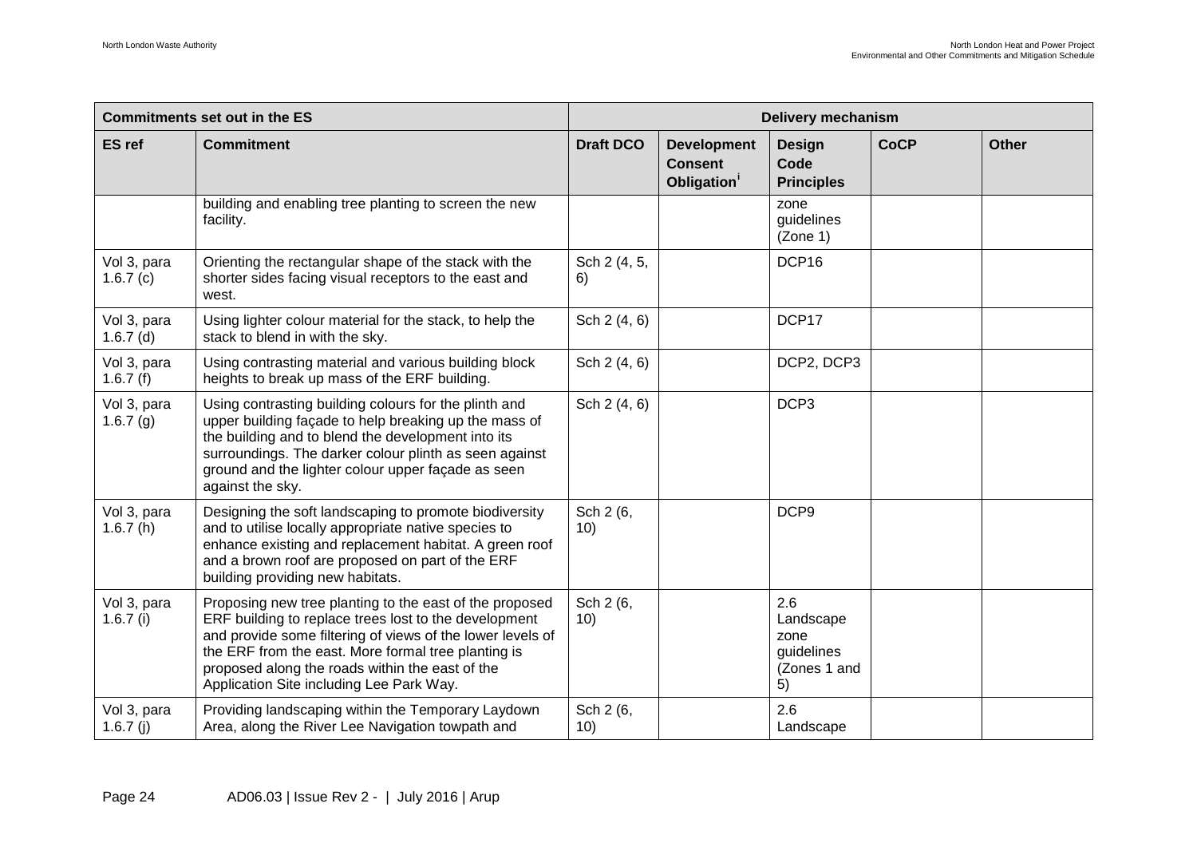| Commitments set out in the ES | | Delivery mechanism | | | | |
|---|---|---|---|---|---|---|
| **ES ref** | **Commitment** | **Draft DCO** | **Development Consent Obligation**[i] | **Design Code Principles** | **CoCP** | **Other** |
| | building and enabling tree planting to screen the new facility. | | | zone guidelines (Zone 1) | | |
| Vol 3, para 1.6.7 (c) | Orienting the rectangular shape of the stack with the shorter sides facing visual receptors to the east and west. | Sch 2 (4, 5, 6) | | DCP16 | | |
| Vol 3, para 1.6.7 (d) | Using lighter colour material for the stack, to help the stack to blend in with the sky. | Sch 2 (4, 6) | | DCP17 | | |
| Vol 3, para 1.6.7 (f) | Using contrasting material and various building block heights to break up mass of the ERF building. | Sch 2 (4, 6) | | DCP2, DCP3 | | |
| Vol 3, para 1.6.7 (g) | Using contrasting building colours for the plinth and upper building façade to help breaking up the mass of the building and to blend the development into its surroundings. The darker colour plinth as seen against ground and the lighter colour upper façade as seen against the sky. | Sch 2 (4, 6) | | DCP3 | | |
| Vol 3, para 1.6.7 (h) | Designing the soft landscaping to promote biodiversity and to utilise locally appropriate native species to enhance existing and replacement habitat. A green roof and a brown roof are proposed on part of the ERF building providing new habitats. | Sch 2 (6, 10) | | DCP9 | | |
| Vol 3, para 1.6.7 (i) | Proposing new tree planting to the east of the proposed ERF building to replace trees lost to the development and provide some filtering of views of the lower levels of the ERF from the east. More formal tree planting is proposed along the roads within the east of the Application Site including Lee Park Way. | Sch 2 (6, 10) | | 2.6 Landscape zone guidelines (Zones 1 and 5) | | |
| Vol 3, para 1.6.7 (j) | Providing landscaping within the Temporary Laydown Area, along the River Lee Navigation towpath and | Sch 2 (6, 10) | | 2.6 Landscape | | |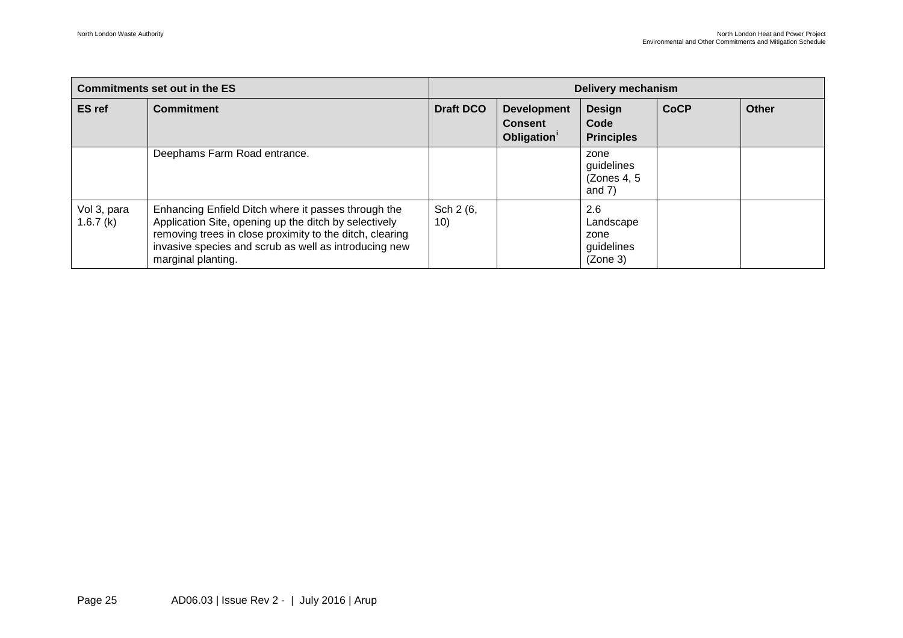| Commitments set out in the ES | | Delivery mechanism | | | | |
|---|---|---|---|---|---|---|
| ES ref | Commitment | Draft DCO | Development Consent Obligation[i] | Design Code Principles | CoCP | Other |
| | Deephams Farm Road entrance. | | | zone guidelines (Zones 4, 5 and 7) | | |
| Vol 3, para 1.6.7 (k) | Enhancing Enfield Ditch where it passes through the Application Site, opening up the ditch by selectively removing trees in close proximity to the ditch, clearing invasive species and scrub as well as introducing new marginal planting. | Sch 2 (6, 10) | | 2.6 Landscape zone guidelines (Zone 3) | | |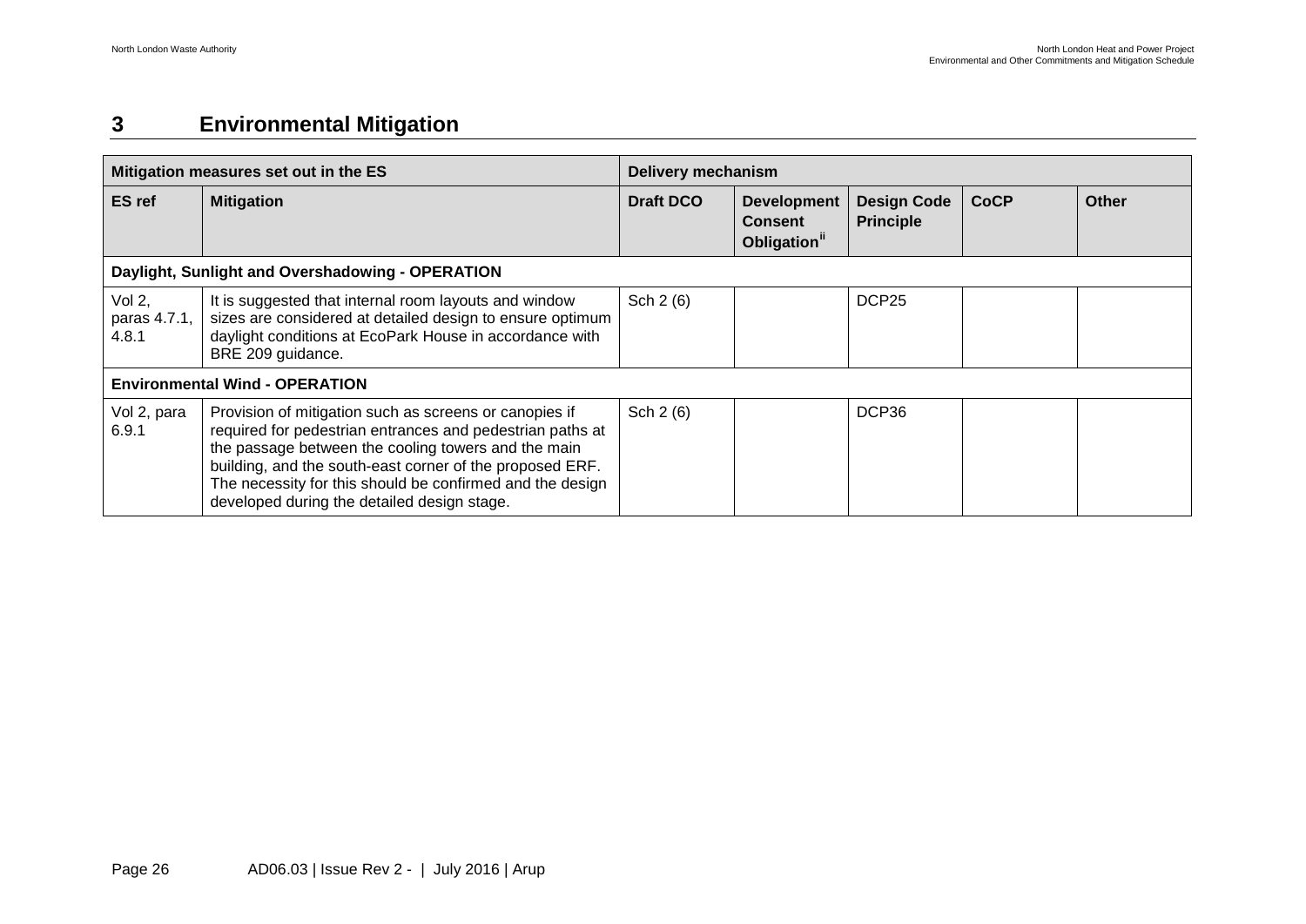# 3 Environmental Mitigation

| Mitigation measures set out in the ES | | Delivery mechanism | | | | |
|---|---|---|---|---|---|---|
| **ES ref** | **Mitigation** | **Draft DCO** | **Development Consent Obligation**[ii] | **Design Code Principle** | **CoCP** | **Other** |
| **Daylight, Sunlight and Overshadowing - OPERATION** | | | | | | |
| Vol 2, paras 4.7.1, 4.8.1 | It is suggested that internal room layouts and window sizes are considered at detailed design to ensure optimum daylight conditions at EcoPark House in accordance with BRE 209 guidance. | Sch 2 (6) | | DCP25 | | |
| **Environmental Wind - OPERATION** | | | | | | |
| Vol 2, para 6.9.1 | Provision of mitigation such as screens or canopies if required for pedestrian entrances and pedestrian paths at the passage between the cooling towers and the main building, and the south-east corner of the proposed ERF. The necessity for this should be confirmed and the design developed during the detailed design stage. | Sch 2 (6) | | DCP36 | | |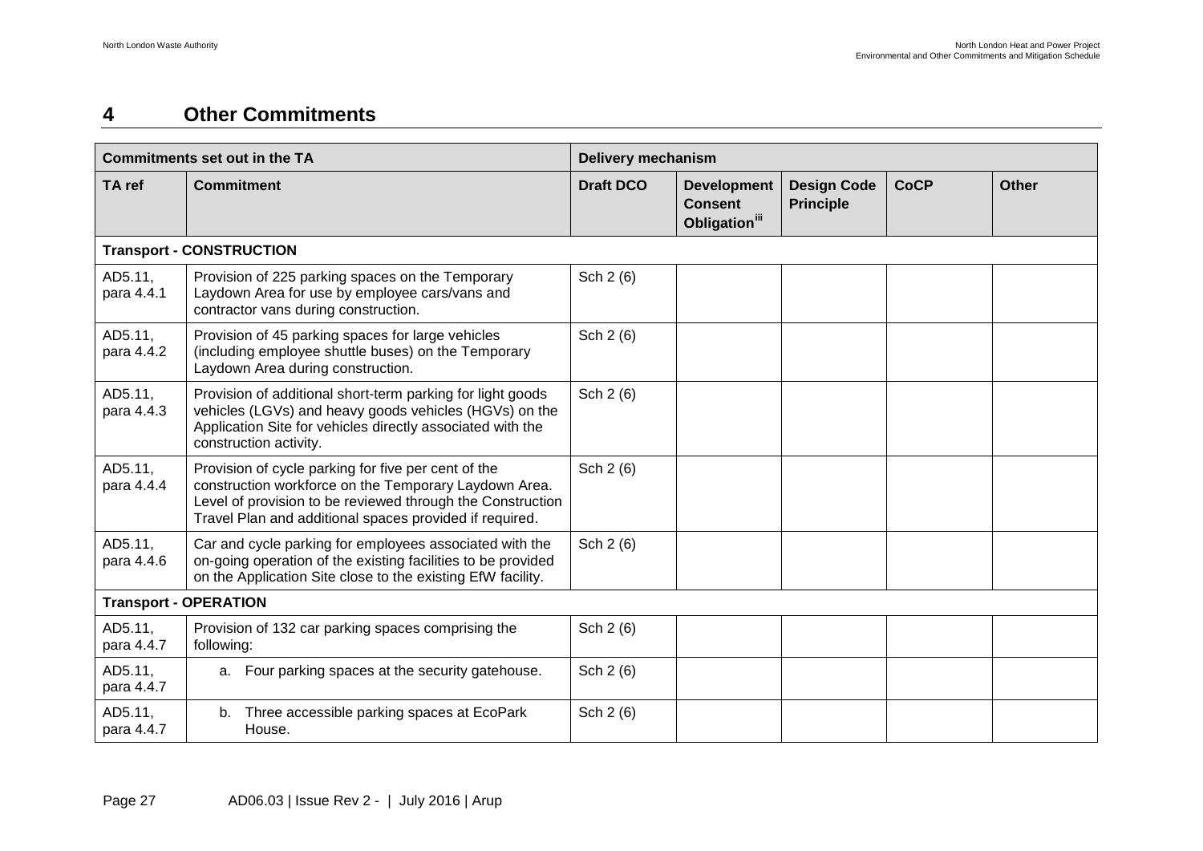## 4 Other Commitments

| Commitments set out in the TA | | Delivery mechanism | | | | |
|---|---|---|---|---|---|---|
| **TA ref** | **Commitment** | **Draft DCO** | **Development Consent Obligation**[iii] | **Design Code Principle** | **CoCP** | **Other** |
| **Transport - CONSTRUCTION** | | | | | | |
| AD5.11, para 4.4.1 | Provision of 225 parking spaces on the Temporary Laydown Area for use by employee cars/vans and contractor vans during construction. | Sch 2 (6) | | | | |
| AD5.11, para 4.4.2 | Provision of 45 parking spaces for large vehicles (including employee shuttle buses) on the Temporary Laydown Area during construction. | Sch 2 (6) | | | | |
| AD5.11, para 4.4.3 | Provision of additional short-term parking for light goods vehicles (LGVs) and heavy goods vehicles (HGVs) on the Application Site for vehicles directly associated with the construction activity. | Sch 2 (6) | | | | |
| AD5.11, para 4.4.4 | Provision of cycle parking for five per cent of the construction workforce on the Temporary Laydown Area. Level of provision to be reviewed through the Construction Travel Plan and additional spaces provided if required. | Sch 2 (6) | | | | |
| AD5.11, para 4.4.6 | Car and cycle parking for employees associated with the on-going operation of the existing facilities to be provided on the Application Site close to the existing EfW facility. | Sch 2 (6) | | | | |
| **Transport - OPERATION** | | | | | | |
| AD5.11, para 4.4.7 | Provision of 132 car parking spaces comprising the following: | Sch 2 (6) | | | | |
| AD5.11, para 4.4.7 | a. Four parking spaces at the security gatehouse. | Sch 2 (6) | | | | |
| AD5.11, para 4.4.7 | b. Three accessible parking spaces at EcoPark House. | Sch 2 (6) | | | | |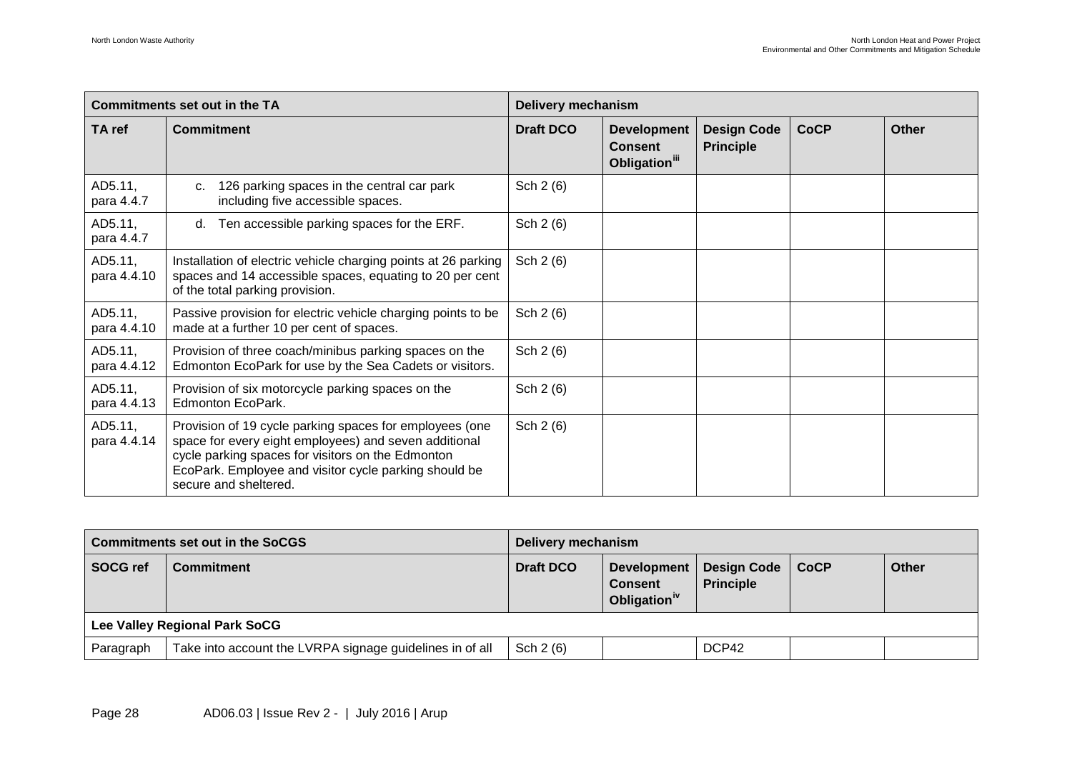| Commitments set out in the TA | | Delivery mechanism | | | | |
|---|---|---|---|---|---|---|
| TA ref | Commitment | Draft DCO | Development Consent Obligation[iii] | Design Code Principle | CoCP | Other |
| AD5.11, para 4.4.7 | c. 126 parking spaces in the central car park including five accessible spaces. | Sch 2 (6) | | | | |
| AD5.11, para 4.4.7 | d. Ten accessible parking spaces for the ERF. | Sch 2 (6) | | | | |
| AD5.11, para 4.4.10 | Installation of electric vehicle charging points at 26 parking spaces and 14 accessible spaces, equating to 20 per cent of the total parking provision. | Sch 2 (6) | | | | |
| AD5.11, para 4.4.10 | Passive provision for electric vehicle charging points to be made at a further 10 per cent of spaces. | Sch 2 (6) | | | | |
| AD5.11, para 4.4.12 | Provision of three coach/minibus parking spaces on the Edmonton EcoPark for use by the Sea Cadets or visitors. | Sch 2 (6) | | | | |
| AD5.11, para 4.4.13 | Provision of six motorcycle parking spaces on the Edmonton EcoPark. | Sch 2 (6) | | | | |
| AD5.11, para 4.4.14 | Provision of 19 cycle parking spaces for employees (one space for every eight employees) and seven additional cycle parking spaces for visitors on the Edmonton EcoPark. Employee and visitor cycle parking should be secure and sheltered. | Sch 2 (6) | | | | |

| Commitments set out in the SoCGS | | Delivery mechanism | | | | |
|---|---|---|---|---|---|---|
| SOCG ref | Commitment | Draft DCO | Development Consent Obligation[iv] | Design Code Principle | CoCP | Other |
| **Lee Valley Regional Park SoCG** | | | | | | |
| Paragraph | Take into account the LVRPA signage guidelines in of all | Sch 2 (6) | | DCP42 | | |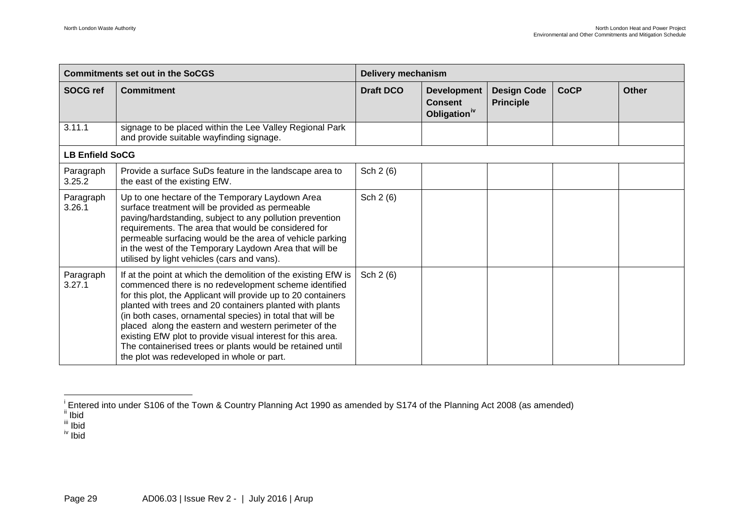| Commitments set out in the SoCGS | | Delivery mechanism | | | | |
|---|---|---|---|---|---|---|
| **SOCG ref** | **Commitment** | **Draft DCO** | **Development Consent Obligation**[iv] | **Design Code Principle** | **CoCP** | **Other** |
| 3.11.1 | signage to be placed within the Lee Valley Regional Park and provide suitable wayfinding signage. | | | | | |
| **LB Enfield SoCG** | | | | | | |
| Paragraph 3.25.2 | Provide a surface SuDs feature in the landscape area to the east of the existing EfW. | Sch 2 (6) | | | | |
| Paragraph 3.26.1 | Up to one hectare of the Temporary Laydown Area surface treatment will be provided as permeable paving/hardstanding, subject to any pollution prevention requirements. The area that would be considered for permeable surfacing would be the area of vehicle parking in the west of the Temporary Laydown Area that will be utilised by light vehicles (cars and vans). | Sch 2 (6) | | | | |
| Paragraph 3.27.1 | If at the point at which the demolition of the existing EfW is commenced there is no redevelopment scheme identified for this plot, the Applicant will provide up to 20 containers planted with trees and 20 containers planted with plants (in both cases, ornamental species) in total that will be placed along the eastern and western perimeter of the existing EfW plot to provide visual interest for this area. The containerised trees or plants would be retained until the plot was redeveloped in whole or part. | Sch 2 (6) | | | | |

[i] Entered into under S106 of the Town & Country Planning Act 1990 as amended by S174 of the Planning Act 2008 (as amended)

[ii] Ibid

[iii] Ibid

[iv] Ibid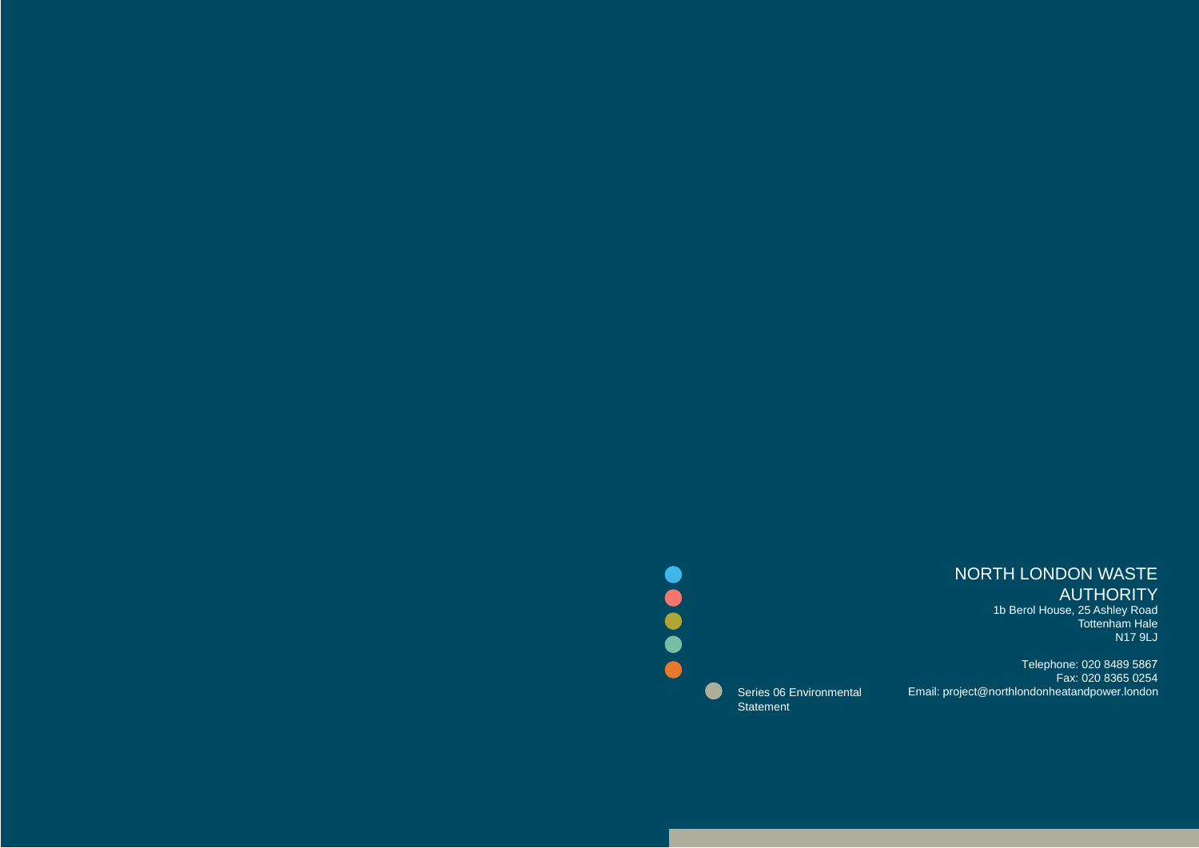Series 06 Environmental Statement

NORTH LONDON WASTE AUTHORITY

1b Berol House, 25 Ashley Road
Tottenham Hale
N17 9LJ

Telephone: 020 8489 5867
Fax: 020 8365 0254
Email: project@northlondonheatandpower.london